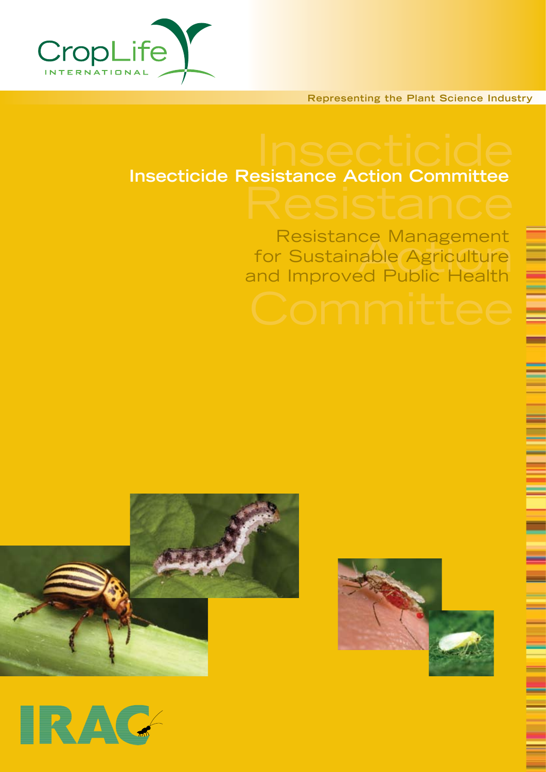CropLife INTERNATIONAL

Representing the Plant Science Industry

# Insecticide Resistance Action Committee

## Resistance Management for Sustainable Agriculture and Improved Public Health

IRAC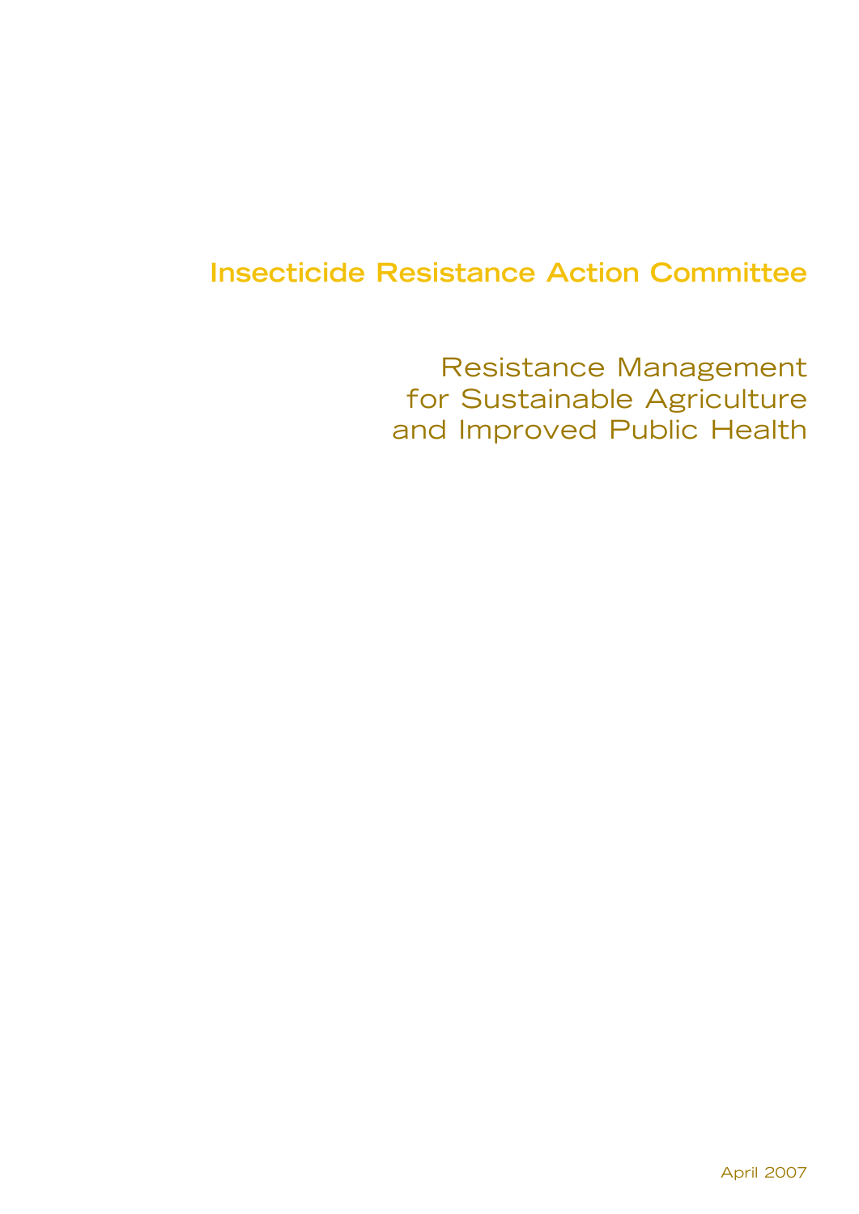# Insecticide Resistance Action Committee

## Resistance Management for Sustainable Agriculture and Improved Public Health

April 2007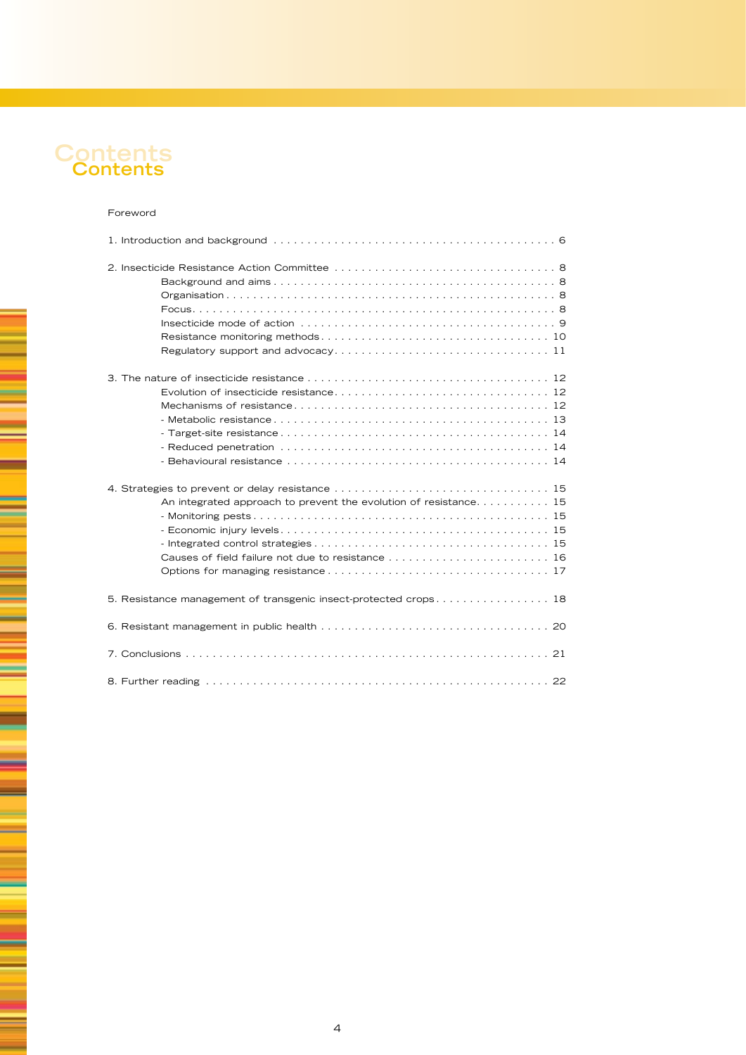# Contents

Foreword

1. Introduction and background . . . . . . . . . . 6

2. Insecticide Resistance Action Committee . . . . . . . . . . 8
   - Background and aims . . . . . . . . . . 8
   - Organisation . . . . . . . . . . 8
   - Focus . . . . . . . . . . 8
   - Insecticide mode of action . . . . . . . . . . 9
   - Resistance monitoring methods . . . . . . . . . . 10
   - Regulatory support and advocacy . . . . . . . . . . 11

3. The nature of insecticide resistance . . . . . . . . . . 12
   - Evolution of insecticide resistance . . . . . . . . . . 12
   - Mechanisms of resistance . . . . . . . . . . 12
     - Metabolic resistance . . . . . . . . . . 13
     - Target-site resistance . . . . . . . . . . 14
     - Reduced penetration . . . . . . . . . . 14
     - Behavioural resistance . . . . . . . . . . 14

4. Strategies to prevent or delay resistance . . . . . . . . . . 15
   - An integrated approach to prevent the evolution of resistance. . . . . . . . . . 15
     - Monitoring pests . . . . . . . . . . 15
     - Economic injury levels . . . . . . . . . . 15
     - Integrated control strategies . . . . . . . . . . 15
   - Causes of field failure not due to resistance . . . . . . . . . . 16
   - Options for managing resistance . . . . . . . . . . 17

5. Resistance management of transgenic insect-protected crops . . . . . . . . . . 18

6. Resistant management in public health . . . . . . . . . . 20

7. Conclusions . . . . . . . . . . 21

8. Further reading . . . . . . . . . . 22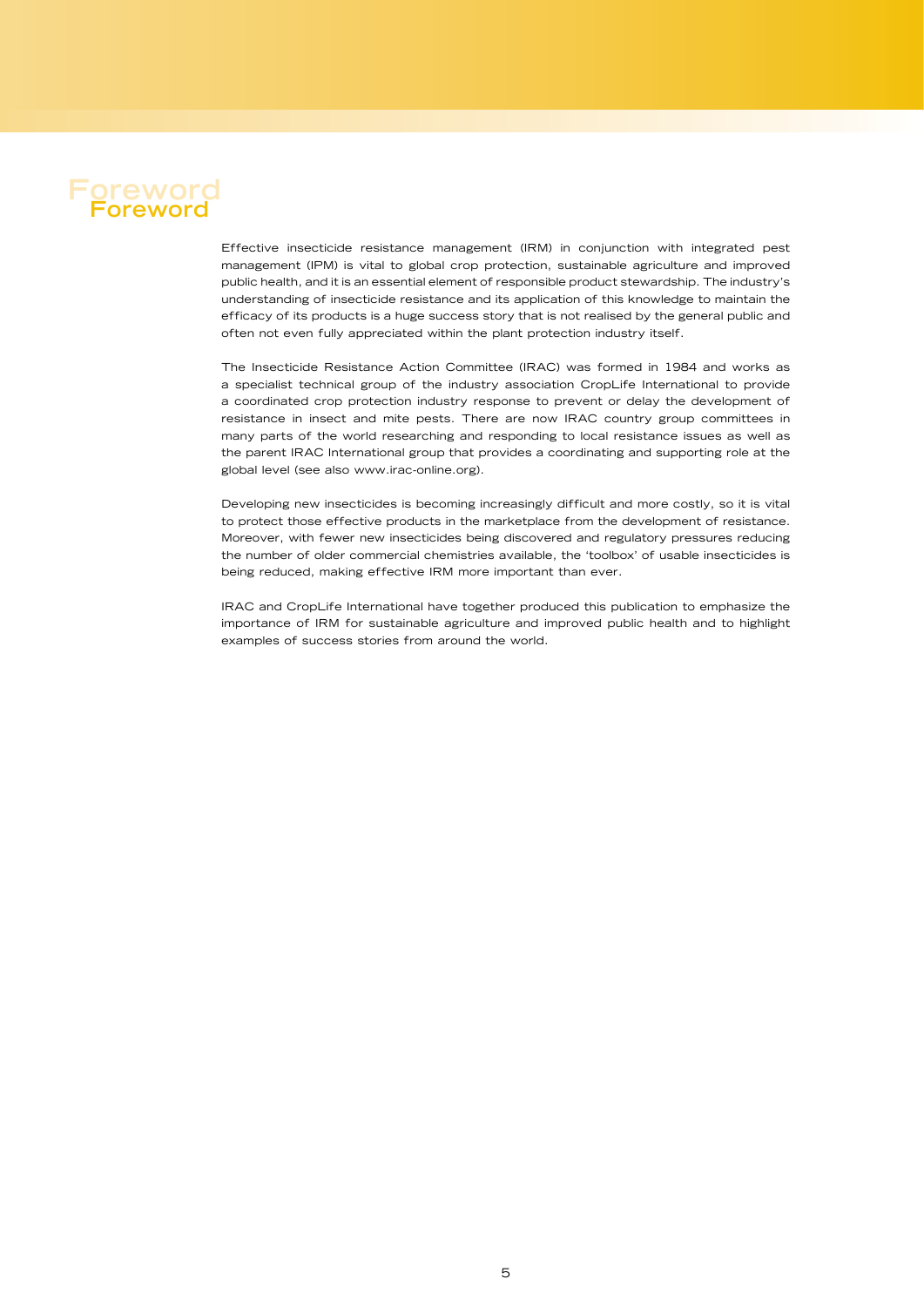# Foreword

Effective insecticide resistance management (IRM) in conjunction with integrated pest management (IPM) is vital to global crop protection, sustainable agriculture and improved public health, and it is an essential element of responsible product stewardship. The industry's understanding of insecticide resistance and its application of this knowledge to maintain the efficacy of its products is a huge success story that is not realised by the general public and often not even fully appreciated within the plant protection industry itself.

The Insecticide Resistance Action Committee (IRAC) was formed in 1984 and works as a specialist technical group of the industry association CropLife International to provide a coordinated crop protection industry response to prevent or delay the development of resistance in insect and mite pests. There are now IRAC country group committees in many parts of the world researching and responding to local resistance issues as well as the parent IRAC International group that provides a coordinating and supporting role at the global level (see also www.irac-online.org).

Developing new insecticides is becoming increasingly difficult and more costly, so it is vital to protect those effective products in the marketplace from the development of resistance. Moreover, with fewer new insecticides being discovered and regulatory pressures reducing the number of older commercial chemistries available, the 'toolbox' of usable insecticides is being reduced, making effective IRM more important than ever.

IRAC and CropLife International have together produced this publication to emphasize the importance of IRM for sustainable agriculture and improved public health and to highlight examples of success stories from around the world.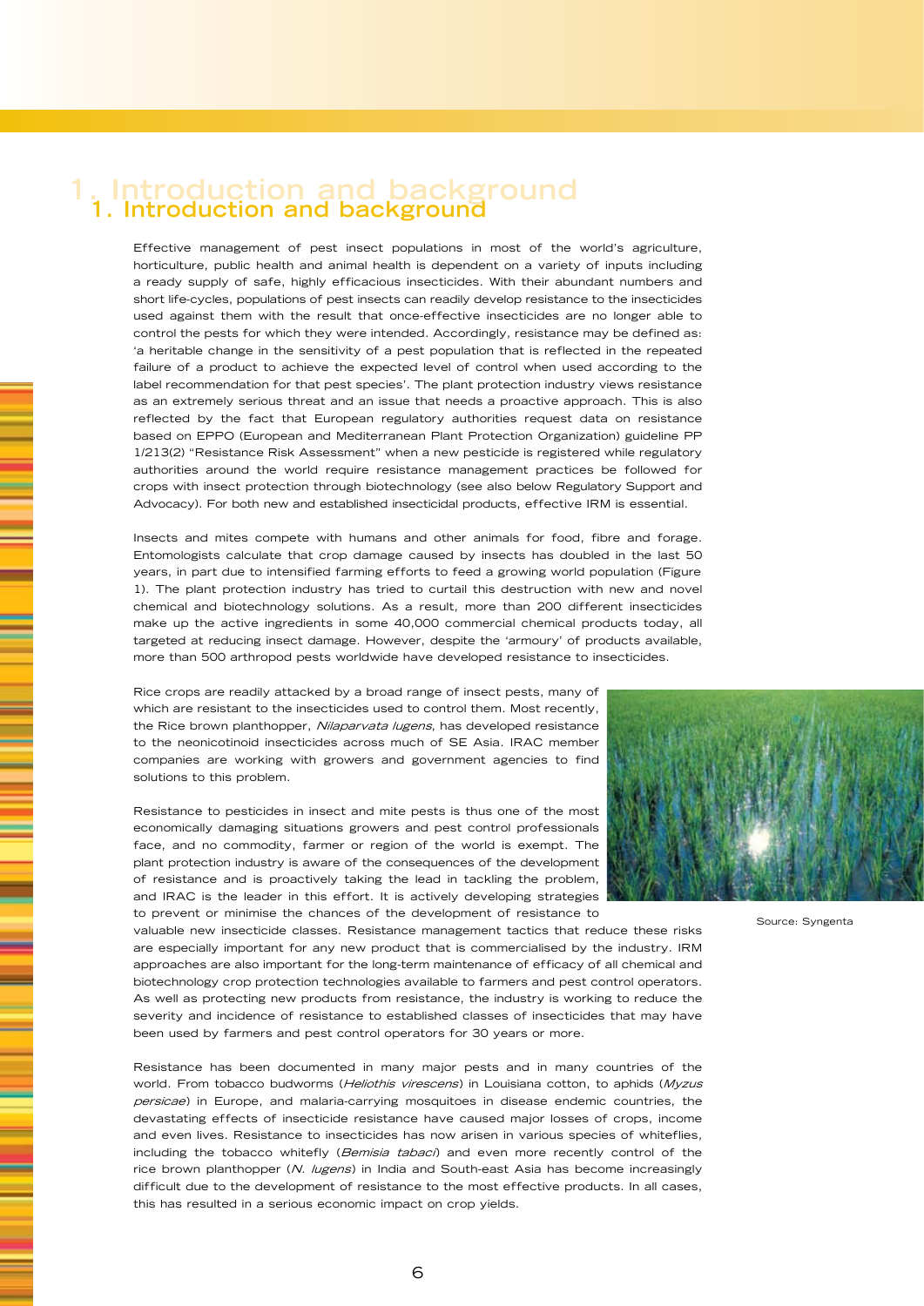# 1. Introduction and background

Effective management of pest insect populations in most of the world's agriculture, horticulture, public health and animal health is dependent on a variety of inputs including a ready supply of safe, highly efficacious insecticides. With their abundant numbers and short life-cycles, populations of pest insects can readily develop resistance to the insecticides used against them with the result that once-effective insecticides are no longer able to control the pests for which they were intended. Accordingly, resistance may be defined as: 'a heritable change in the sensitivity of a pest population that is reflected in the repeated failure of a product to achieve the expected level of control when used according to the label recommendation for that pest species'. The plant protection industry views resistance as an extremely serious threat and an issue that needs a proactive approach. This is also reflected by the fact that European regulatory authorities request data on resistance based on EPPO (European and Mediterranean Plant Protection Organization) guideline PP 1/213(2) "Resistance Risk Assessment" when a new pesticide is registered while regulatory authorities around the world require resistance management practices be followed for crops with insect protection through biotechnology (see also below Regulatory Support and Advocacy). For both new and established insecticidal products, effective IRM is essential.

Insects and mites compete with humans and other animals for food, fibre and forage. Entomologists calculate that crop damage caused by insects has doubled in the last 50 years, in part due to intensified farming efforts to feed a growing world population (Figure 1). The plant protection industry has tried to curtail this destruction with new and novel chemical and biotechnology solutions. As a result, more than 200 different insecticides make up the active ingredients in some 40,000 commercial chemical products today, all targeted at reducing insect damage. However, despite the 'armoury' of products available, more than 500 arthropod pests worldwide have developed resistance to insecticides.

Rice crops are readily attacked by a broad range of insect pests, many of which are resistant to the insecticides used to control them. Most recently, the Rice brown planthopper, *Nilaparvata lugens*, has developed resistance to the neonicotinoid insecticides across much of SE Asia. IRAC member companies are working with growers and government agencies to find solutions to this problem.

Source: Syngenta

Resistance to pesticides in insect and mite pests is thus one of the most economically damaging situations growers and pest control professionals face, and no commodity, farmer or region of the world is exempt. The plant protection industry is aware of the consequences of the development of resistance and is proactively taking the lead in tackling the problem, and IRAC is the leader in this effort. It is actively developing strategies to prevent or minimise the chances of the development of resistance to valuable new insecticide classes. Resistance management tactics that reduce these risks are especially important for any new product that is commercialised by the industry. IRM approaches are also important for the long-term maintenance of efficacy of all chemical and biotechnology crop protection technologies available to farmers and pest control operators. As well as protecting new products from resistance, the industry is working to reduce the severity and incidence of resistance to established classes of insecticides that may have been used by farmers and pest control operators for 30 years or more.

Resistance has been documented in many major pests and in many countries of the world. From tobacco budworms (*Heliothis virescens*) in Louisiana cotton, to aphids (*Myzus persicae*) in Europe, and malaria-carrying mosquitoes in disease endemic countries, the devastating effects of insecticide resistance have caused major losses of crops, income and even lives. Resistance to insecticides has now arisen in various species of whiteflies, including the tobacco whitefly (*Bemisia tabaci*) and even more recently control of the rice brown planthopper (*N. lugens*) in India and South-east Asia has become increasingly difficult due to the development of resistance to the most effective products. In all cases, this has resulted in a serious economic impact on crop yields.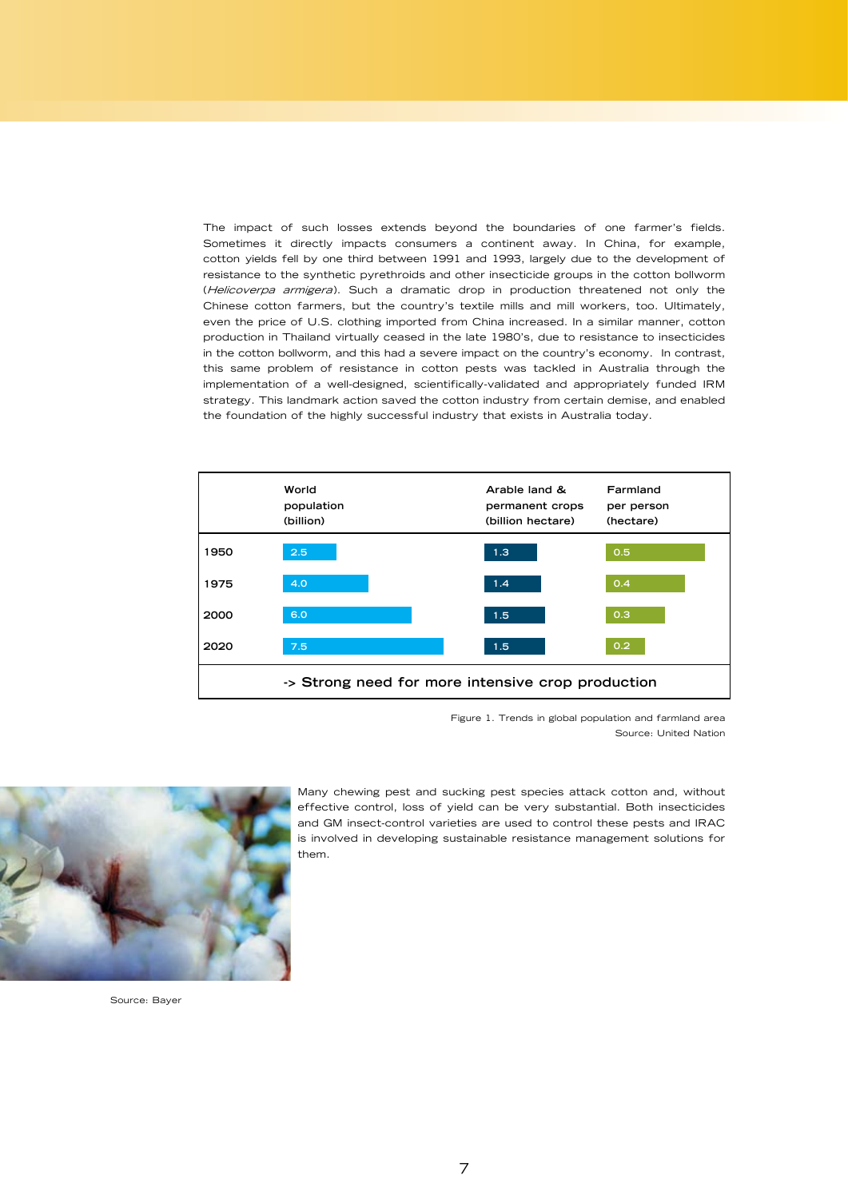The impact of such losses extends beyond the boundaries of one farmer's fields. Sometimes it directly impacts consumers a continent away. In China, for example, cotton yields fell by one third between 1991 and 1993, largely due to the development of resistance to the synthetic pyrethroids and other insecticide groups in the cotton bollworm (*Helicoverpa armigera*). Such a dramatic drop in production threatened not only the Chinese cotton farmers, but the country's textile mills and mill workers, too. Ultimately, even the price of U.S. clothing imported from China increased. In a similar manner, cotton production in Thailand virtually ceased in the late 1980's, due to resistance to insecticides in the cotton bollworm, and this had a severe impact on the country's economy. In contrast, this same problem of resistance in cotton pests was tackled in Australia through the implementation of a well-designed, scientifically-validated and appropriately funded IRM strategy. This landmark action saved the cotton industry from certain demise, and enabled the foundation of the highly successful industry that exists in Australia today.

| | World population (billion) | Arable land & permanent crops (billion hectare) | Farmland per person (hectare) |
|---|---|---|---|
| 1950 | 2.5 | 1.3 | 0.5 |
| 1975 | 4.0 | 1.4 | 0.4 |
| 2000 | 6.0 | 1.5 | 0.3 |
| 2020 | 7.5 | 1.5 | 0.2 |

**-> Strong need for more intensive crop production**

Figure 1. Trends in global population and farmland area
Source: United Nation

Many chewing pest and sucking pest species attack cotton and, without effective control, loss of yield can be very substantial. Both insecticides and GM insect-control varieties are used to control these pests and IRAC is involved in developing sustainable resistance management solutions for them.

Source: Bayer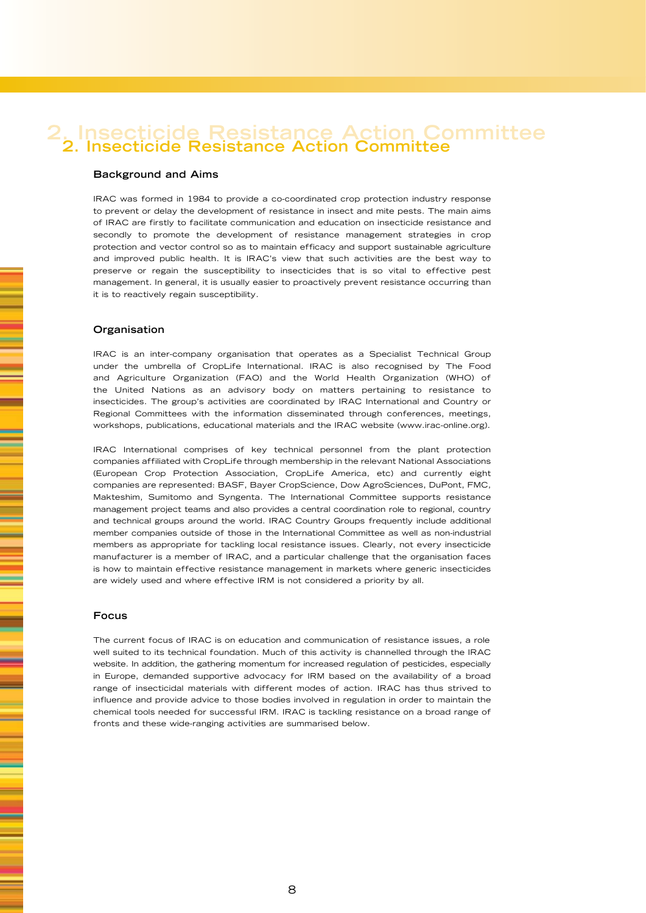# 2. Insecticide Resistance Action Committee

## Background and Aims

IRAC was formed in 1984 to provide a co-coordinated crop protection industry response to prevent or delay the development of resistance in insect and mite pests. The main aims of IRAC are firstly to facilitate communication and education on insecticide resistance and secondly to promote the development of resistance management strategies in crop protection and vector control so as to maintain efficacy and support sustainable agriculture and improved public health. It is IRAC's view that such activities are the best way to preserve or regain the susceptibility to insecticides that is so vital to effective pest management. In general, it is usually easier to proactively prevent resistance occurring than it is to reactively regain susceptibility.

## Organisation

IRAC is an inter-company organisation that operates as a Specialist Technical Group under the umbrella of CropLife International. IRAC is also recognised by The Food and Agriculture Organization (FAO) and the World Health Organization (WHO) of the United Nations as an advisory body on matters pertaining to resistance to insecticides. The group's activities are coordinated by IRAC International and Country or Regional Committees with the information disseminated through conferences, meetings, workshops, publications, educational materials and the IRAC website (www.irac-online.org).

IRAC International comprises of key technical personnel from the plant protection companies affiliated with CropLife through membership in the relevant National Associations (European Crop Protection Association, CropLife America, etc) and currently eight companies are represented: BASF, Bayer CropScience, Dow AgroSciences, DuPont, FMC, Makteshim, Sumitomo and Syngenta. The International Committee supports resistance management project teams and also provides a central coordination role to regional, country and technical groups around the world. IRAC Country Groups frequently include additional member companies outside of those in the International Committee as well as non-industrial members as appropriate for tackling local resistance issues. Clearly, not every insecticide manufacturer is a member of IRAC, and a particular challenge that the organisation faces is how to maintain effective resistance management in markets where generic insecticides are widely used and where effective IRM is not considered a priority by all.

## Focus

The current focus of IRAC is on education and communication of resistance issues, a role well suited to its technical foundation. Much of this activity is channelled through the IRAC website. In addition, the gathering momentum for increased regulation of pesticides, especially in Europe, demanded supportive advocacy for IRM based on the availability of a broad range of insecticidal materials with different modes of action. IRAC has thus strived to influence and provide advice to those bodies involved in regulation in order to maintain the chemical tools needed for successful IRM. IRAC is tackling resistance on a broad range of fronts and these wide-ranging activities are summarised below.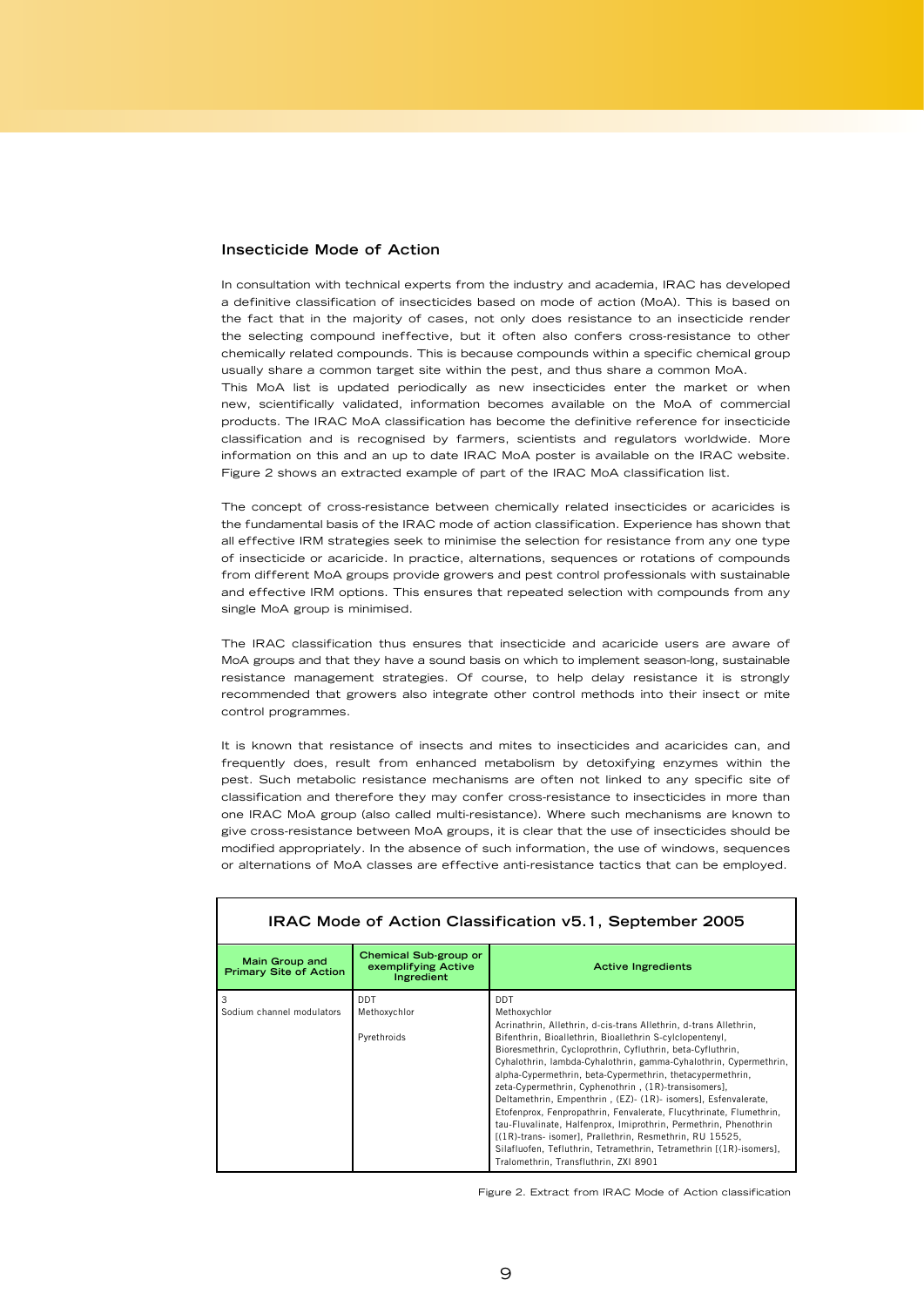## Insecticide Mode of Action

In consultation with technical experts from the industry and academia, IRAC has developed a definitive classification of insecticides based on mode of action (MoA). This is based on the fact that in the majority of cases, not only does resistance to an insecticide render the selecting compound ineffective, but it often also confers cross-resistance to other chemically related compounds. This is because compounds within a specific chemical group usually share a common target site within the pest, and thus share a common MoA.
This MoA list is updated periodically as new insecticides enter the market or when new, scientifically validated, information becomes available on the MoA of commercial products. The IRAC MoA classification has become the definitive reference for insecticide classification and is recognised by farmers, scientists and regulators worldwide. More information on this and an up to date IRAC MoA poster is available on the IRAC website. Figure 2 shows an extracted example of part of the IRAC MoA classification list.

The concept of cross-resistance between chemically related insecticides or acaricides is the fundamental basis of the IRAC mode of action classification. Experience has shown that all effective IRM strategies seek to minimise the selection for resistance from any one type of insecticide or acaricide. In practice, alternations, sequences or rotations of compounds from different MoA groups provide growers and pest control professionals with sustainable and effective IRM options. This ensures that repeated selection with compounds from any single MoA group is minimised.

The IRAC classification thus ensures that insecticide and acaricide users are aware of MoA groups and that they have a sound basis on which to implement season-long, sustainable resistance management strategies. Of course, to help delay resistance it is strongly recommended that growers also integrate other control methods into their insect or mite control programmes.

It is known that resistance of insects and mites to insecticides and acaricides can, and frequently does, result from enhanced metabolism by detoxifying enzymes within the pest. Such metabolic resistance mechanisms are often not linked to any specific site of classification and therefore they may confer cross-resistance to insecticides in more than one IRAC MoA group (also called multi-resistance). Where such mechanisms are known to give cross-resistance between MoA groups, it is clear that the use of insecticides should be modified appropriately. In the absence of such information, the use of windows, sequences or alternations of MoA classes are effective anti-resistance tactics that can be employed.

**IRAC Mode of Action Classification v5.1, September 2005**

| Main Group and Primary Site of Action | Chemical Sub-group or exemplifying Active Ingredient | Active Ingredients |
|---|---|---|
| 3<br>Sodium channel modulators | DDT<br>Methoxychlor<br><br>Pyrethroids | DDT<br>Methoxychlor<br>Acrinathrin, Allethrin, d-cis-trans Allethrin, d-trans Allethrin, Bifenthrin, Bioallethrin, Bioallethrin S-cylclopentenyl, Bioresmethrin, Cycloprothrin, Cyfluthrin, beta-Cyfluthrin, Cyhalothrin, lambda-Cyhalothrin, gamma-Cyhalothrin, Cypermethrin, alpha-Cypermethrin, beta-Cypermethrin, thetacypermethrin, zeta-Cypermethrin, Cyphenothrin , (1R)-transisomers], Deltamethrin, Empenthrin , (EZ)- (1R)- isomers], Esfenvalerate, Etofenprox, Fenpropathrin, Fenvalerate, Flucythrinate, Flumethrin, tau-Fluvalinate, Halfenprox, Imiprothrin, Permethrin, Phenothrin [(1R)-trans- isomer], Prallethrin, Resmethrin, RU 15525, Silafluofen, Tefluthrin, Tetramethrin, Tetramethrin [(1R)-isomers], Tralomethrin, Transfluthrin, ZXI 8901 |

Figure 2. Extract from IRAC Mode of Action classification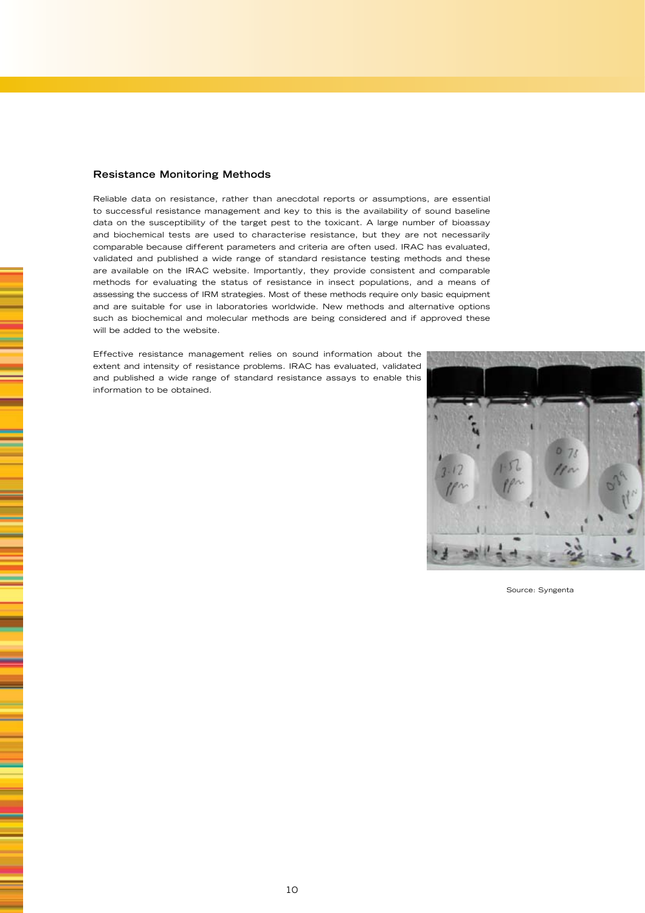## Resistance Monitoring Methods

Reliable data on resistance, rather than anecdotal reports or assumptions, are essential to successful resistance management and key to this is the availability of sound baseline data on the susceptibility of the target pest to the toxicant. A large number of bioassay and biochemical tests are used to characterise resistance, but they are not necessarily comparable because different parameters and criteria are often used. IRAC has evaluated, validated and published a wide range of standard resistance testing methods and these are available on the IRAC website. Importantly, they provide consistent and comparable methods for evaluating the status of resistance in insect populations, and a means of assessing the success of IRM strategies. Most of these methods require only basic equipment and are suitable for use in laboratories worldwide. New methods and alternative options such as biochemical and molecular methods are being considered and if approved these will be added to the website.

Effective resistance management relies on sound information about the extent and intensity of resistance problems. IRAC has evaluated, validated and published a wide range of standard resistance assays to enable this information to be obtained.

Source: Syngenta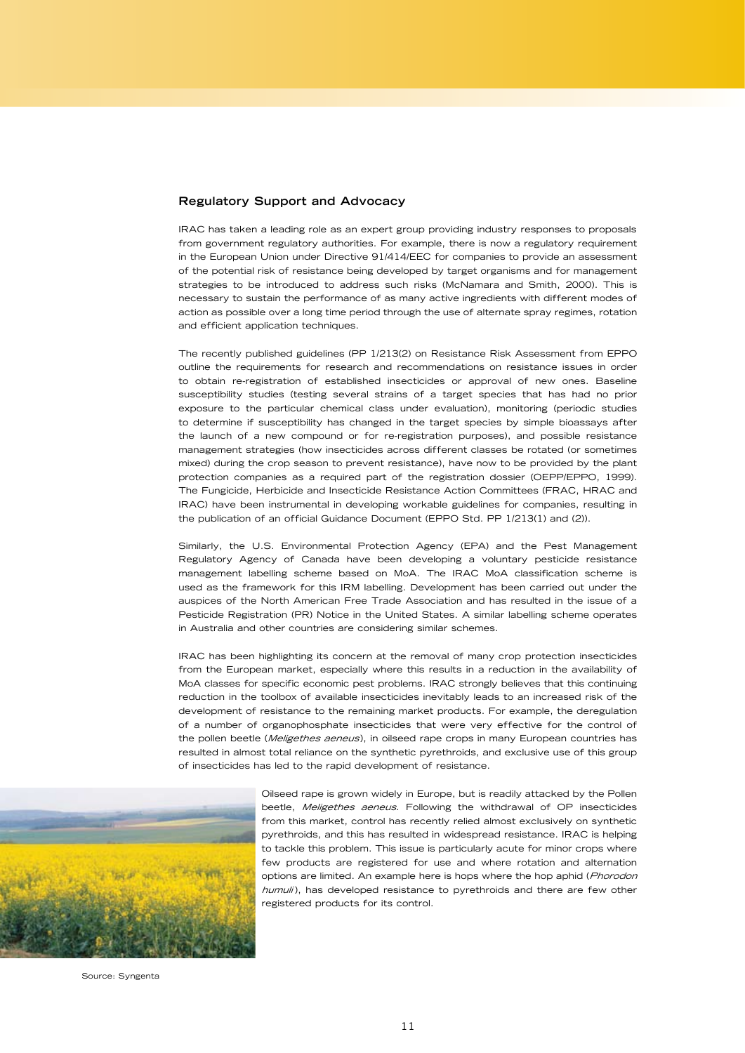## Regulatory Support and Advocacy

IRAC has taken a leading role as an expert group providing industry responses to proposals from government regulatory authorities. For example, there is now a regulatory requirement in the European Union under Directive 91/414/EEC for companies to provide an assessment of the potential risk of resistance being developed by target organisms and for management strategies to be introduced to address such risks (McNamara and Smith, 2000). This is necessary to sustain the performance of as many active ingredients with different modes of action as possible over a long time period through the use of alternate spray regimes, rotation and efficient application techniques.

The recently published guidelines (PP 1/213(2) on Resistance Risk Assessment from EPPO outline the requirements for research and recommendations on resistance issues in order to obtain re-registration of established insecticides or approval of new ones. Baseline susceptibility studies (testing several strains of a target species that has had no prior exposure to the particular chemical class under evaluation), monitoring (periodic studies to determine if susceptibility has changed in the target species by simple bioassays after the launch of a new compound or for re-registration purposes), and possible resistance management strategies (how insecticides across different classes be rotated (or sometimes mixed) during the crop season to prevent resistance), have now to be provided by the plant protection companies as a required part of the registration dossier (OEPP/EPPO, 1999). The Fungicide, Herbicide and Insecticide Resistance Action Committees (FRAC, HRAC and IRAC) have been instrumental in developing workable guidelines for companies, resulting in the publication of an official Guidance Document (EPPO Std. PP 1/213(1) and (2)).

Similarly, the U.S. Environmental Protection Agency (EPA) and the Pest Management Regulatory Agency of Canada have been developing a voluntary pesticide resistance management labelling scheme based on MoA. The IRAC MoA classification scheme is used as the framework for this IRM labelling. Development has been carried out under the auspices of the North American Free Trade Association and has resulted in the issue of a Pesticide Registration (PR) Notice in the United States. A similar labelling scheme operates in Australia and other countries are considering similar schemes.

IRAC has been highlighting its concern at the removal of many crop protection insecticides from the European market, especially where this results in a reduction in the availability of MoA classes for specific economic pest problems. IRAC strongly believes that this continuing reduction in the toolbox of available insecticides inevitably leads to an increased risk of the development of resistance to the remaining market products. For example, the deregulation of a number of organophosphate insecticides that were very effective for the control of the pollen beetle (*Meligethes aeneus*), in oilseed rape crops in many European countries has resulted in almost total reliance on the synthetic pyrethroids, and exclusive use of this group of insecticides has led to the rapid development of resistance.

Oilseed rape is grown widely in Europe, but is readily attacked by the Pollen beetle, *Meligethes aeneus*. Following the withdrawal of OP insecticides from this market, control has recently relied almost exclusively on synthetic pyrethroids, and this has resulted in widespread resistance. IRAC is helping to tackle this problem. This issue is particularly acute for minor crops where few products are registered for use and where rotation and alternation options are limited. An example here is hops where the hop aphid (*Phorodon humuli*), has developed resistance to pyrethroids and there are few other registered products for its control.

Source: Syngenta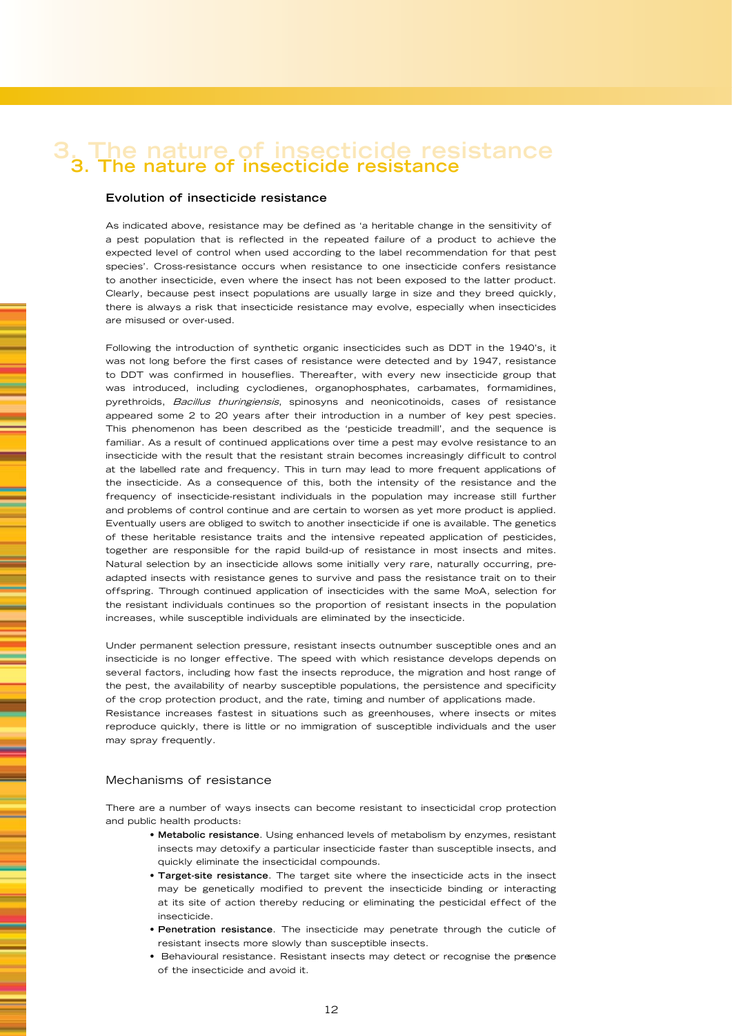# 3. The nature of insecticide resistance

## Evolution of insecticide resistance

As indicated above, resistance may be defined as 'a heritable change in the sensitivity of a pest population that is reflected in the repeated failure of a product to achieve the expected level of control when used according to the label recommendation for that pest species'. Cross-resistance occurs when resistance to one insecticide confers resistance to another insecticide, even where the insect has not been exposed to the latter product. Clearly, because pest insect populations are usually large in size and they breed quickly, there is always a risk that insecticide resistance may evolve, especially when insecticides are misused or over-used.

Following the introduction of synthetic organic insecticides such as DDT in the 1940's, it was not long before the first cases of resistance were detected and by 1947, resistance to DDT was confirmed in houseflies. Thereafter, with every new insecticide group that was introduced, including cyclodienes, organophosphates, carbamates, formamidines, pyrethroids, *Bacillus thuringiensis*, spinosyns and neonicotinoids, cases of resistance appeared some 2 to 20 years after their introduction in a number of key pest species. This phenomenon has been described as the 'pesticide treadmill', and the sequence is familiar. As a result of continued applications over time a pest may evolve resistance to an insecticide with the result that the resistant strain becomes increasingly difficult to control at the labelled rate and frequency. This in turn may lead to more frequent applications of the insecticide. As a consequence of this, both the intensity of the resistance and the frequency of insecticide-resistant individuals in the population may increase still further and problems of control continue and are certain to worsen as yet more product is applied. Eventually users are obliged to switch to another insecticide if one is available. The genetics of these heritable resistance traits and the intensive repeated application of pesticides, together are responsible for the rapid build-up of resistance in most insects and mites. Natural selection by an insecticide allows some initially very rare, naturally occurring, pre-adapted insects with resistance genes to survive and pass the resistance trait on to their offspring. Through continued application of insecticides with the same MoA, selection for the resistant individuals continues so the proportion of resistant insects in the population increases, while susceptible individuals are eliminated by the insecticide.

Under permanent selection pressure, resistant insects outnumber susceptible ones and an insecticide is no longer effective. The speed with which resistance develops depends on several factors, including how fast the insects reproduce, the migration and host range of the pest, the availability of nearby susceptible populations, the persistence and specificity of the crop protection product, and the rate, timing and number of applications made. Resistance increases fastest in situations such as greenhouses, where insects or mites reproduce quickly, there is little or no immigration of susceptible individuals and the user may spray frequently.

## Mechanisms of resistance

There are a number of ways insects can become resistant to insecticidal crop protection and public health products:

- **Metabolic resistance**. Using enhanced levels of metabolism by enzymes, resistant insects may detoxify a particular insecticide faster than susceptible insects, and quickly eliminate the insecticidal compounds.
- **Target-site resistance**. The target site where the insecticide acts in the insect may be genetically modified to prevent the insecticide binding or interacting at its site of action thereby reducing or eliminating the pesticidal effect of the insecticide.
- **Penetration resistance**. The insecticide may penetrate through the cuticle of resistant insects more slowly than susceptible insects.
- Behavioural resistance. Resistant insects may detect or recognise the presence of the insecticide and avoid it.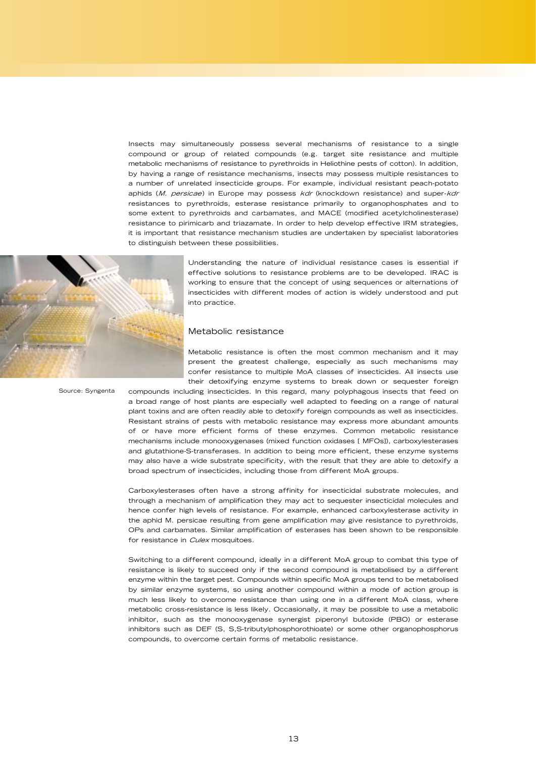Insects may simultaneously possess several mechanisms of resistance to a single compound or group of related compounds (e.g. target site resistance and multiple metabolic mechanisms of resistance to pyrethroids in Heliothine pests of cotton). In addition, by having a range of resistance mechanisms, insects may possess multiple resistances to a number of unrelated insecticide groups. For example, individual resistant peach-potato aphids (*M. persicae*) in Europe may possess *kdr* (knockdown resistance) and super-*kdr* resistances to pyrethroids, esterase resistance primarily to organophosphates and to some extent to pyrethroids and carbamates, and MACE (modified acetylcholinesterase) resistance to pirimicarb and triazamate. In order to help develop effective IRM strategies, it is important that resistance mechanism studies are undertaken by specialist laboratories to distinguish between these possibilities.

Source: Syngenta

Understanding the nature of individual resistance cases is essential if effective solutions to resistance problems are to be developed. IRAC is working to ensure that the concept of using sequences or alternations of insecticides with different modes of action is widely understood and put into practice.

## Metabolic resistance

Metabolic resistance is often the most common mechanism and it may present the greatest challenge, especially as such mechanisms may confer resistance to multiple MoA classes of insecticides. All insects use their detoxifying enzyme systems to break down or sequester foreign compounds including insecticides. In this regard, many polyphagous insects that feed on a broad range of host plants are especially well adapted to feeding on a range of natural plant toxins and are often readily able to detoxify foreign compounds as well as insecticides. Resistant strains of pests with metabolic resistance may express more abundant amounts of or have more efficient forms of these enzymes. Common metabolic resistance mechanisms include monooxygenases (mixed function oxidases [ MFOs]), carboxylesterases and glutathione-S-transferases. In addition to being more efficient, these enzyme systems may also have a wide substrate specificity, with the result that they are able to detoxify a broad spectrum of insecticides, including those from different MoA groups.

Carboxylesterases often have a strong affinity for insecticidal substrate molecules, and through a mechanism of amplification they may act to sequester insecticidal molecules and hence confer high levels of resistance. For example, enhanced carboxylesterase activity in the aphid M. persicae resulting from gene amplification may give resistance to pyrethroids, OPs and carbamates. Similar amplification of esterases has been shown to be responsible for resistance in *Culex* mosquitoes.

Switching to a different compound, ideally in a different MoA group to combat this type of resistance is likely to succeed only if the second compound is metabolised by a different enzyme within the target pest. Compounds within specific MoA groups tend to be metabolised by similar enzyme systems, so using another compound within a mode of action group is much less likely to overcome resistance than using one in a different MoA class, where metabolic cross-resistance is less likely. Occasionally, it may be possible to use a metabolic inhibitor, such as the monooxygenase synergist piperonyl butoxide (PBO) or esterase inhibitors such as DEF (S, S,S-tributylphosphorothioate) or some other organophosphorus compounds, to overcome certain forms of metabolic resistance.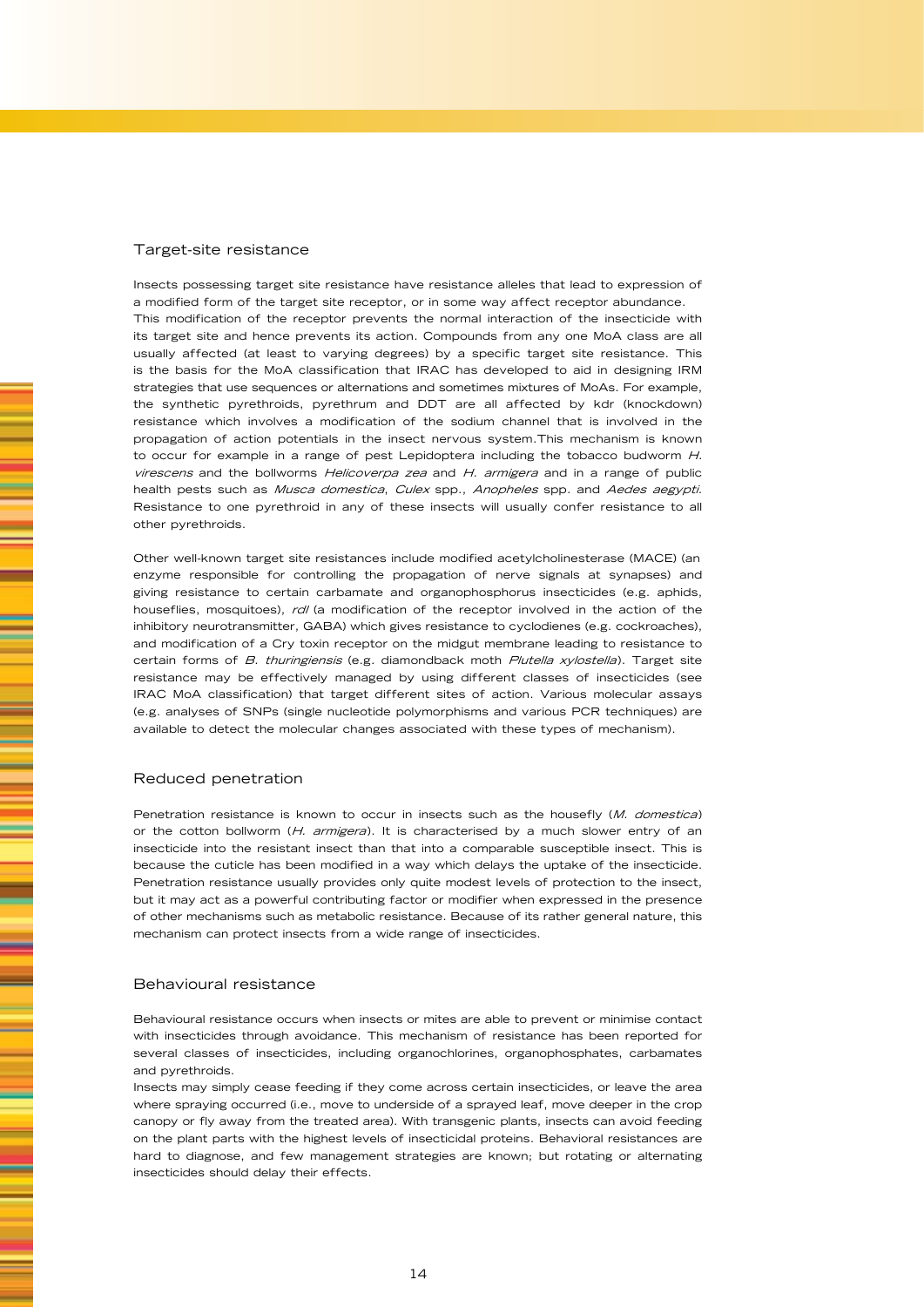## Target-site resistance

Insects possessing target site resistance have resistance alleles that lead to expression of a modified form of the target site receptor, or in some way affect receptor abundance. This modification of the receptor prevents the normal interaction of the insecticide with its target site and hence prevents its action. Compounds from any one MoA class are all usually affected (at least to varying degrees) by a specific target site resistance. This is the basis for the MoA classification that IRAC has developed to aid in designing IRM strategies that use sequences or alternations and sometimes mixtures of MoAs. For example, the synthetic pyrethroids, pyrethrum and DDT are all affected by kdr (knockdown) resistance which involves a modification of the sodium channel that is involved in the propagation of action potentials in the insect nervous system.This mechanism is known to occur for example in a range of pest Lepidoptera including the tobacco budworm *H. virescens* and the bollworms *Helicoverpa zea* and *H. armigera* and in a range of public health pests such as *Musca domestica*, *Culex* spp., *Anopheles* spp. and *Aedes aegypti*. Resistance to one pyrethroid in any of these insects will usually confer resistance to all other pyrethroids.

Other well-known target site resistances include modified acetylcholinesterase (MACE) (an enzyme responsible for controlling the propagation of nerve signals at synapses) and giving resistance to certain carbamate and organophosphorus insecticides (e.g. aphids, houseflies, mosquitoes), *rdl* (a modification of the receptor involved in the action of the inhibitory neurotransmitter, GABA) which gives resistance to cyclodienes (e.g. cockroaches), and modification of a Cry toxin receptor on the midgut membrane leading to resistance to certain forms of *B. thuringiensis* (e.g. diamondback moth *Plutella xylostella*). Target site resistance may be effectively managed by using different classes of insecticides (see IRAC MoA classification) that target different sites of action. Various molecular assays (e.g. analyses of SNPs (single nucleotide polymorphisms and various PCR techniques) are available to detect the molecular changes associated with these types of mechanism).

## Reduced penetration

Penetration resistance is known to occur in insects such as the housefly (*M. domestica*) or the cotton bollworm (*H. armigera*). It is characterised by a much slower entry of an insecticide into the resistant insect than that into a comparable susceptible insect. This is because the cuticle has been modified in a way which delays the uptake of the insecticide. Penetration resistance usually provides only quite modest levels of protection to the insect, but it may act as a powerful contributing factor or modifier when expressed in the presence of other mechanisms such as metabolic resistance. Because of its rather general nature, this mechanism can protect insects from a wide range of insecticides.

## Behavioural resistance

Behavioural resistance occurs when insects or mites are able to prevent or minimise contact with insecticides through avoidance. This mechanism of resistance has been reported for several classes of insecticides, including organochlorines, organophosphates, carbamates and pyrethroids.

Insects may simply cease feeding if they come across certain insecticides, or leave the area where spraying occurred (i.e., move to underside of a sprayed leaf, move deeper in the crop canopy or fly away from the treated area). With transgenic plants, insects can avoid feeding on the plant parts with the highest levels of insecticidal proteins. Behavioral resistances are hard to diagnose, and few management strategies are known; but rotating or alternating insecticides should delay their effects.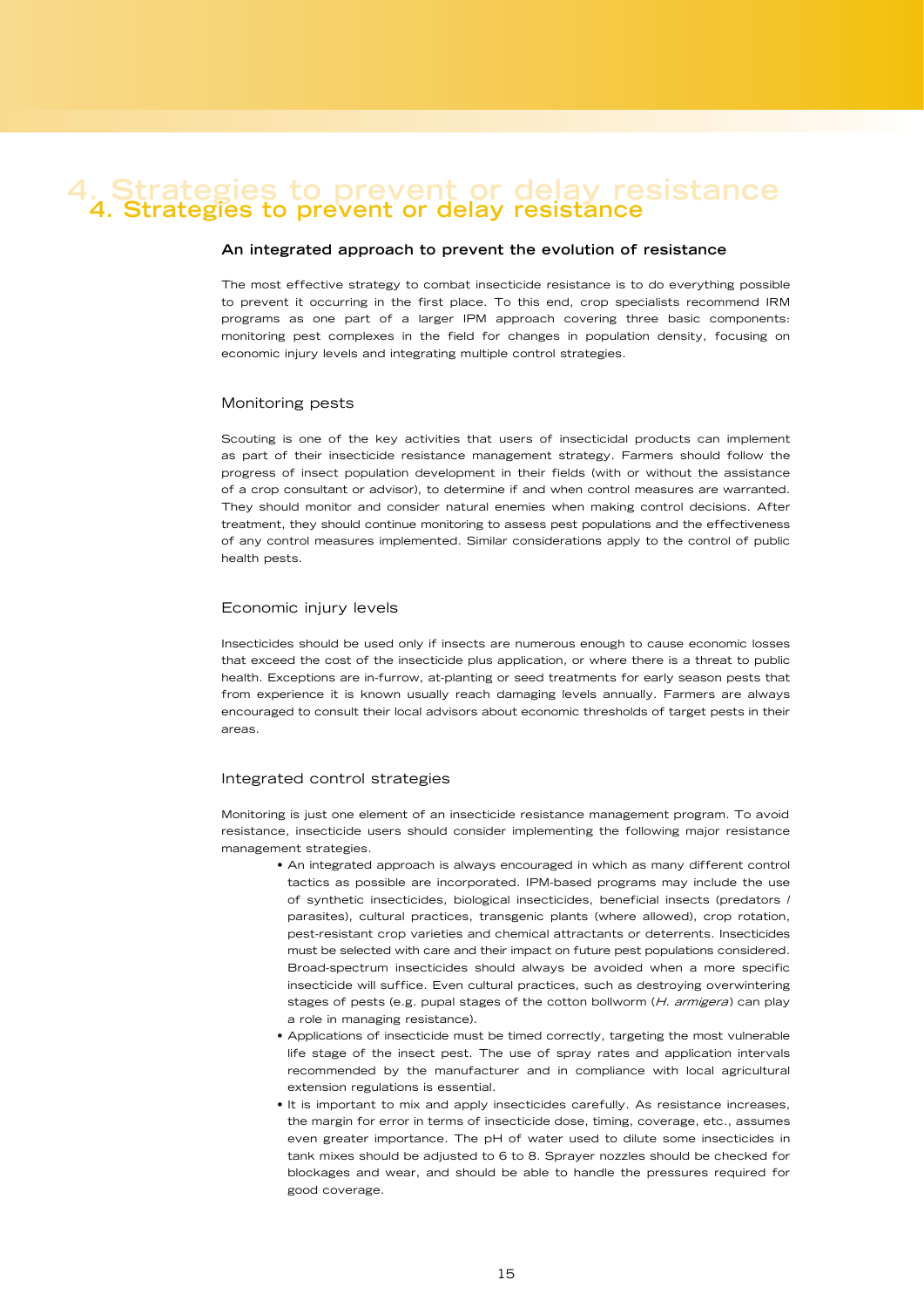# 4. Strategies to prevent or delay resistance

### An integrated approach to prevent the evolution of resistance

The most effective strategy to combat insecticide resistance is to do everything possible to prevent it occurring in the first place. To this end, crop specialists recommend IRM programs as one part of a larger IPM approach covering three basic components: monitoring pest complexes in the field for changes in population density, focusing on economic injury levels and integrating multiple control strategies.

### Monitoring pests

Scouting is one of the key activities that users of insecticidal products can implement as part of their insecticide resistance management strategy. Farmers should follow the progress of insect population development in their fields (with or without the assistance of a crop consultant or advisor), to determine if and when control measures are warranted. They should monitor and consider natural enemies when making control decisions. After treatment, they should continue monitoring to assess pest populations and the effectiveness of any control measures implemented. Similar considerations apply to the control of public health pests.

### Economic injury levels

Insecticides should be used only if insects are numerous enough to cause economic losses that exceed the cost of the insecticide plus application, or where there is a threat to public health. Exceptions are in-furrow, at-planting or seed treatments for early season pests that from experience it is known usually reach damaging levels annually. Farmers are always encouraged to consult their local advisors about economic thresholds of target pests in their areas.

### Integrated control strategies

Monitoring is just one element of an insecticide resistance management program. To avoid resistance, insecticide users should consider implementing the following major resistance management strategies.

- An integrated approach is always encouraged in which as many different control tactics as possible are incorporated. IPM-based programs may include the use of synthetic insecticides, biological insecticides, beneficial insects (predators / parasites), cultural practices, transgenic plants (where allowed), crop rotation, pest-resistant crop varieties and chemical attractants or deterrents. Insecticides must be selected with care and their impact on future pest populations considered. Broad-spectrum insecticides should always be avoided when a more specific insecticide will suffice. Even cultural practices, such as destroying overwintering stages of pests (e.g. pupal stages of the cotton bollworm (*H. armigera*) can play a role in managing resistance).
- Applications of insecticide must be timed correctly, targeting the most vulnerable life stage of the insect pest. The use of spray rates and application intervals recommended by the manufacturer and in compliance with local agricultural extension regulations is essential.
- It is important to mix and apply insecticides carefully. As resistance increases, the margin for error in terms of insecticide dose, timing, coverage, etc., assumes even greater importance. The pH of water used to dilute some insecticides in tank mixes should be adjusted to 6 to 8. Sprayer nozzles should be checked for blockages and wear, and should be able to handle the pressures required for good coverage.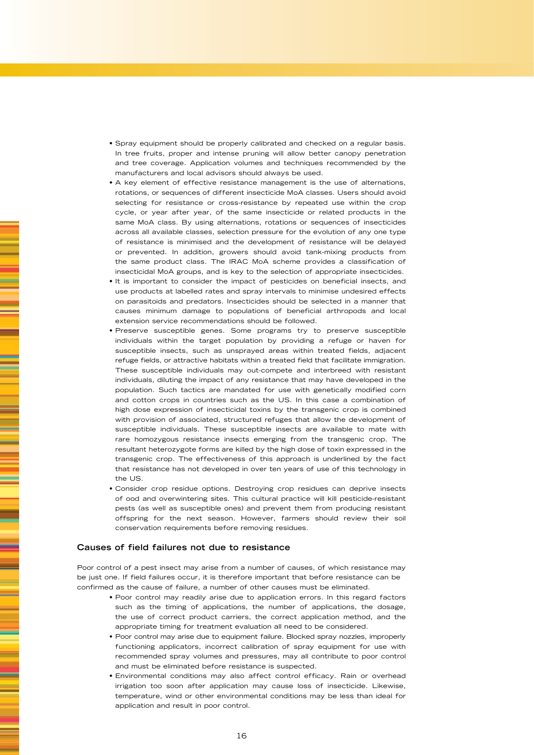- Spray equipment should be properly calibrated and checked on a regular basis. In tree fruits, proper and intense pruning will allow better canopy penetration and tree coverage. Application volumes and techniques recommended by the manufacturers and local advisors should always be used.
- A key element of effective resistance management is the use of alternations, rotations, or sequences of different insecticide MoA classes. Users should avoid selecting for resistance or cross-resistance by repeated use within the crop cycle, or year after year, of the same insecticide or related products in the same MoA class. By using alternations, rotations or sequences of insecticides across all available classes, selection pressure for the evolution of any one type of resistance is minimised and the development of resistance will be delayed or prevented. In addition, growers should avoid tank-mixing products from the same product class. The IRAC MoA scheme provides a classification of insecticidal MoA groups, and is key to the selection of appropriate insecticides.
- It is important to consider the impact of pesticides on beneficial insects, and use products at labelled rates and spray intervals to minimise undesired effects on parasitoids and predators. Insecticides should be selected in a manner that causes minimum damage to populations of beneficial arthropods and local extension service recommendations should be followed.
- Preserve susceptible genes. Some programs try to preserve susceptible individuals within the target population by providing a refuge or haven for susceptible insects, such as unsprayed areas within treated fields, adjacent refuge fields, or attractive habitats within a treated field that facilitate immigration. These susceptible individuals may out-compete and interbreed with resistant individuals, diluting the impact of any resistance that may have developed in the population. Such tactics are mandated for use with genetically modified corn and cotton crops in countries such as the US. In this case a combination of high dose expression of insecticidal toxins by the transgenic crop is combined with provision of associated, structured refuges that allow the development of susceptible individuals. These susceptible insects are available to mate with rare homozygous resistance insects emerging from the transgenic crop. The resultant heterozygote forms are killed by the high dose of toxin expressed in the transgenic crop. The effectiveness of this approach is underlined by the fact that resistance has not developed in over ten years of use of this technology in the US.
- Consider crop residue options. Destroying crop residues can deprive insects of ood and overwintering sites. This cultural practice will kill pesticide-resistant pests (as well as susceptible ones) and prevent them from producing resistant offspring for the next season. However, farmers should review their soil conservation requirements before removing residues.

### Causes of field failures not due to resistance

Poor control of a pest insect may arise from a number of causes, of which resistance may be just one. If field failures occur, it is therefore important that before resistance can be confirmed as the cause of failure, a number of other causes must be eliminated.

- Poor control may readily arise due to application errors. In this regard factors such as the timing of applications, the number of applications, the dosage, the use of correct product carriers, the correct application method, and the appropriate timing for treatment evaluation all need to be considered.
- Poor control may arise due to equipment failure. Blocked spray nozzles, improperly functioning applicators, incorrect calibration of spray equipment for use with recommended spray volumes and pressures, may all contribute to poor control and must be eliminated before resistance is suspected.
- Environmental conditions may also affect control efficacy. Rain or overhead irrigation too soon after application may cause loss of insecticide. Likewise, temperature, wind or other environmental conditions may be less than ideal for application and result in poor control.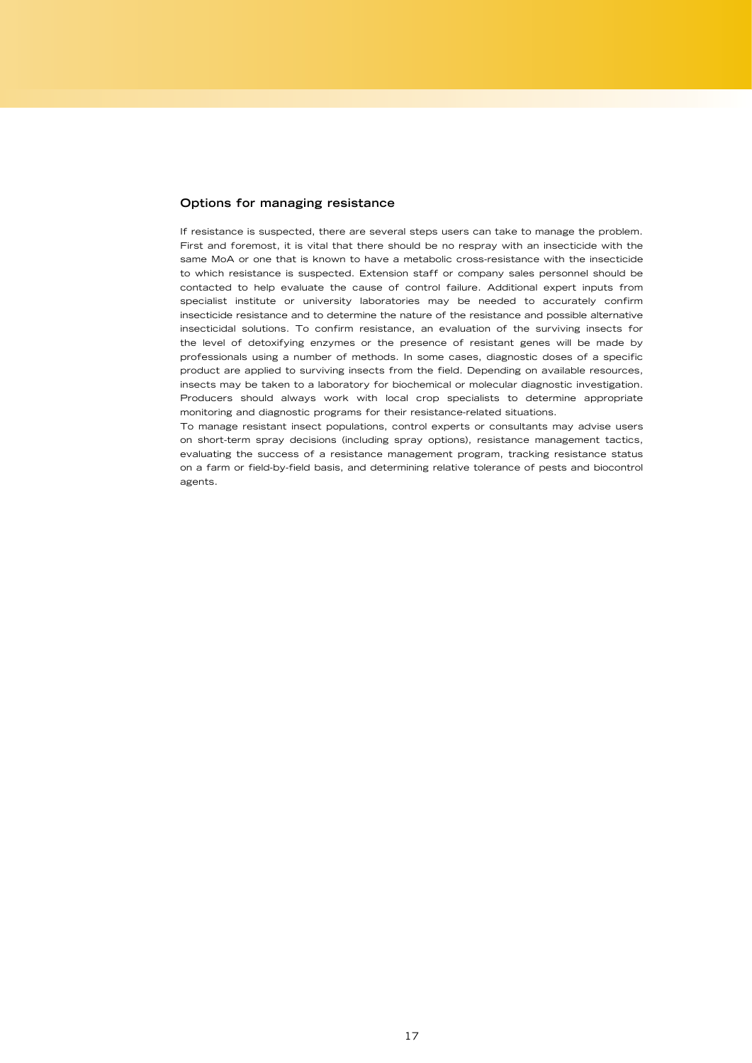## Options for managing resistance

If resistance is suspected, there are several steps users can take to manage the problem. First and foremost, it is vital that there should be no respray with an insecticide with the same MoA or one that is known to have a metabolic cross-resistance with the insecticide to which resistance is suspected. Extension staff or company sales personnel should be contacted to help evaluate the cause of control failure. Additional expert inputs from specialist institute or university laboratories may be needed to accurately confirm insecticide resistance and to determine the nature of the resistance and possible alternative insecticidal solutions. To confirm resistance, an evaluation of the surviving insects for the level of detoxifying enzymes or the presence of resistant genes will be made by professionals using a number of methods. In some cases, diagnostic doses of a specific product are applied to surviving insects from the field. Depending on available resources, insects may be taken to a laboratory for biochemical or molecular diagnostic investigation. Producers should always work with local crop specialists to determine appropriate monitoring and diagnostic programs for their resistance-related situations.

To manage resistant insect populations, control experts or consultants may advise users on short-term spray decisions (including spray options), resistance management tactics, evaluating the success of a resistance management program, tracking resistance status on a farm or field-by-field basis, and determining relative tolerance of pests and biocontrol agents.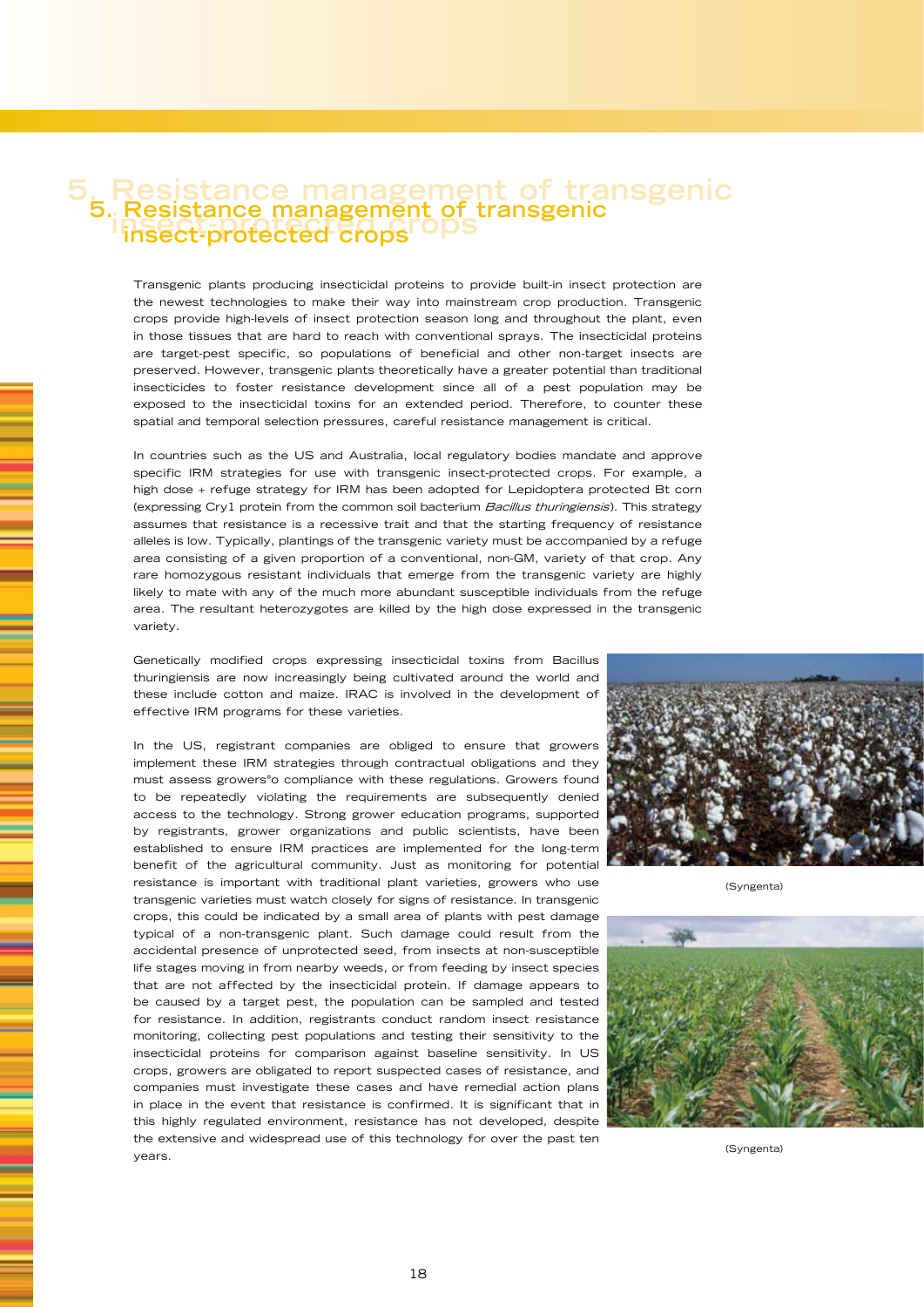# 5. Resistance management of transgenic insect-protected crops

Transgenic plants producing insecticidal proteins to provide built-in insect protection are the newest technologies to make their way into mainstream crop production. Transgenic crops provide high-levels of insect protection season long and throughout the plant, even in those tissues that are hard to reach with conventional sprays. The insecticidal proteins are target-pest specific, so populations of beneficial and other non-target insects are preserved. However, transgenic plants theoretically have a greater potential than traditional insecticides to foster resistance development since all of a pest population may be exposed to the insecticidal toxins for an extended period. Therefore, to counter these spatial and temporal selection pressures, careful resistance management is critical.

In countries such as the US and Australia, local regulatory bodies mandate and approve specific IRM strategies for use with transgenic insect-protected crops. For example, a high dose + refuge strategy for IRM has been adopted for Lepidoptera protected Bt corn (expressing Cry1 protein from the common soil bacterium *Bacillus thuringiensis*). This strategy assumes that resistance is a recessive trait and that the starting frequency of resistance alleles is low. Typically, plantings of the transgenic variety must be accompanied by a refuge area consisting of a given proportion of a conventional, non-GM, variety of that crop. Any rare homozygous resistant individuals that emerge from the transgenic variety are highly likely to mate with any of the much more abundant susceptible individuals from the refuge area. The resultant heterozygotes are killed by the high dose expressed in the transgenic variety.

Genetically modified crops expressing insecticidal toxins from Bacillus thuringiensis are now increasingly being cultivated around the world and these include cotton and maize. IRAC is involved in the development of effective IRM programs for these varieties.

In the US, registrant companies are obliged to ensure that growers implement these IRM strategies through contractual obligations and they must assess growers°o compliance with these regulations. Growers found to be repeatedly violating the requirements are subsequently denied access to the technology. Strong grower education programs, supported by registrants, grower organizations and public scientists, have been established to ensure IRM practices are implemented for the long-term benefit of the agricultural community. Just as monitoring for potential resistance is important with traditional plant varieties, growers who use transgenic varieties must watch closely for signs of resistance. In transgenic crops, this could be indicated by a small area of plants with pest damage typical of a non-transgenic plant. Such damage could result from the accidental presence of unprotected seed, from insects at non-susceptible life stages moving in from nearby weeds, or from feeding by insect species that are not affected by the insecticidal protein. If damage appears to be caused by a target pest, the population can be sampled and tested for resistance. In addition, registrants conduct random insect resistance monitoring, collecting pest populations and testing their sensitivity to the insecticidal proteins for comparison against baseline sensitivity. In US crops, growers are obligated to report suspected cases of resistance, and companies must investigate these cases and have remedial action plans in place in the event that resistance is confirmed. It is significant that in this highly regulated environment, resistance has not developed, despite the extensive and widespread use of this technology for over the past ten years.

(Syngenta)

(Syngenta)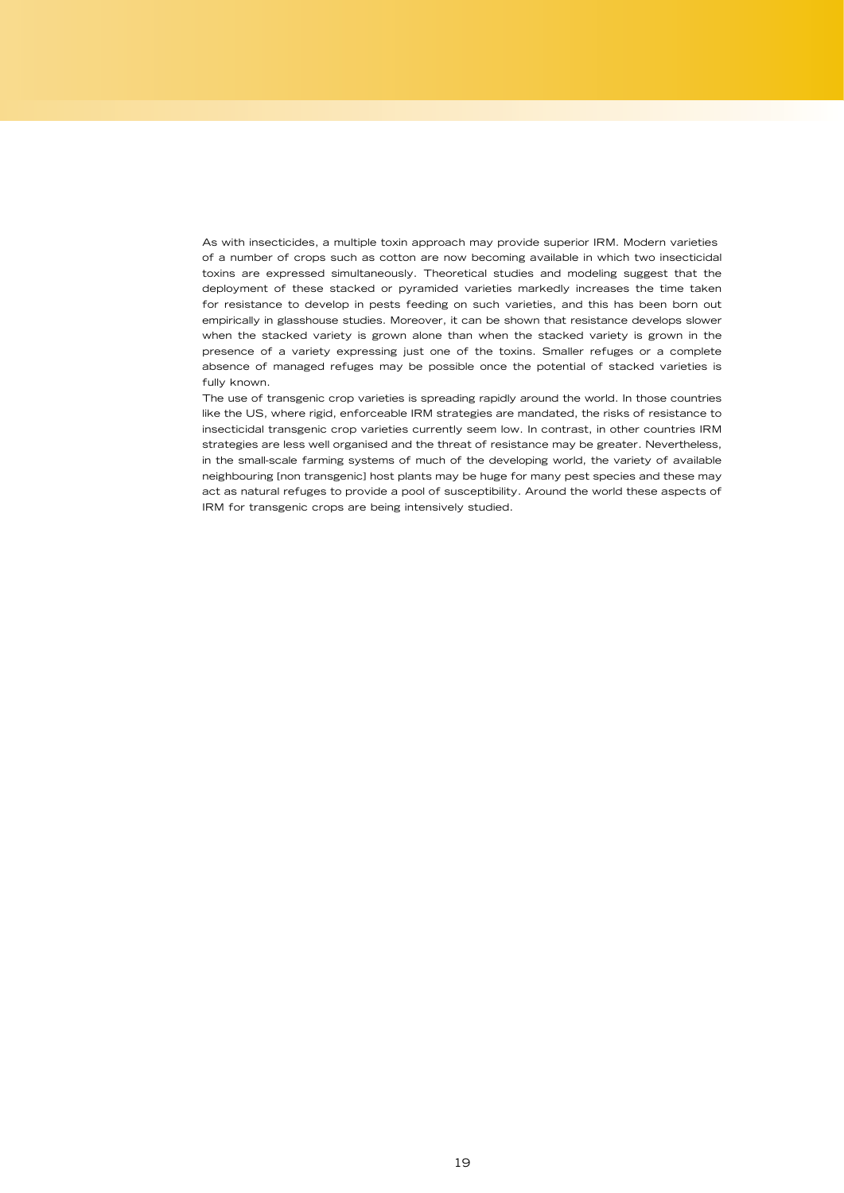As with insecticides, a multiple toxin approach may provide superior IRM. Modern varieties of a number of crops such as cotton are now becoming available in which two insecticidal toxins are expressed simultaneously. Theoretical studies and modeling suggest that the deployment of these stacked or pyramided varieties markedly increases the time taken for resistance to develop in pests feeding on such varieties, and this has been born out empirically in glasshouse studies. Moreover, it can be shown that resistance develops slower when the stacked variety is grown alone than when the stacked variety is grown in the presence of a variety expressing just one of the toxins. Smaller refuges or a complete absence of managed refuges may be possible once the potential of stacked varieties is fully known.

The use of transgenic crop varieties is spreading rapidly around the world. In those countries like the US, where rigid, enforceable IRM strategies are mandated, the risks of resistance to insecticidal transgenic crop varieties currently seem low. In contrast, in other countries IRM strategies are less well organised and the threat of resistance may be greater. Nevertheless, in the small-scale farming systems of much of the developing world, the variety of available neighbouring [non transgenic] host plants may be huge for many pest species and these may act as natural refuges to provide a pool of susceptibility. Around the world these aspects of IRM for transgenic crops are being intensively studied.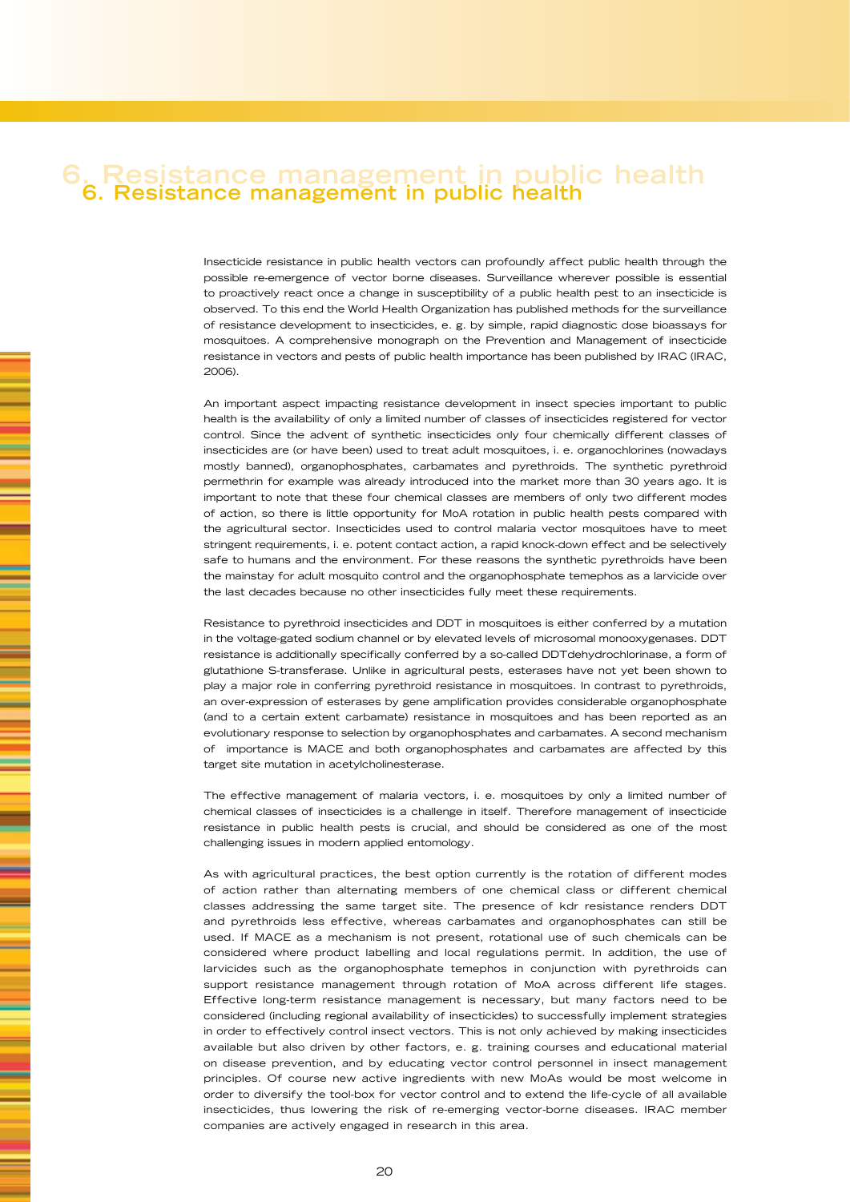# 6. Resistance management in public health

Insecticide resistance in public health vectors can profoundly affect public health through the possible re-emergence of vector borne diseases. Surveillance wherever possible is essential to proactively react once a change in susceptibility of a public health pest to an insecticide is observed. To this end the World Health Organization has published methods for the surveillance of resistance development to insecticides, e. g. by simple, rapid diagnostic dose bioassays for mosquitoes. A comprehensive monograph on the Prevention and Management of insecticide resistance in vectors and pests of public health importance has been published by IRAC (IRAC, 2006).

An important aspect impacting resistance development in insect species important to public health is the availability of only a limited number of classes of insecticides registered for vector control. Since the advent of synthetic insecticides only four chemically different classes of insecticides are (or have been) used to treat adult mosquitoes, i. e. organochlorines (nowadays mostly banned), organophosphates, carbamates and pyrethroids. The synthetic pyrethroid permethrin for example was already introduced into the market more than 30 years ago. It is important to note that these four chemical classes are members of only two different modes of action, so there is little opportunity for MoA rotation in public health pests compared with the agricultural sector. Insecticides used to control malaria vector mosquitoes have to meet stringent requirements, i. e. potent contact action, a rapid knock-down effect and be selectively safe to humans and the environment. For these reasons the synthetic pyrethroids have been the mainstay for adult mosquito control and the organophosphate temephos as a larvicide over the last decades because no other insecticides fully meet these requirements.

Resistance to pyrethroid insecticides and DDT in mosquitoes is either conferred by a mutation in the voltage-gated sodium channel or by elevated levels of microsomal monooxygenases. DDT resistance is additionally specifically conferred by a so-called DDTdehydrochlorinase, a form of glutathione S-transferase. Unlike in agricultural pests, esterases have not yet been shown to play a major role in conferring pyrethroid resistance in mosquitoes. In contrast to pyrethroids, an over-expression of esterases by gene amplification provides considerable organophosphate (and to a certain extent carbamate) resistance in mosquitoes and has been reported as an evolutionary response to selection by organophosphates and carbamates. A second mechanism of importance is MACE and both organophosphates and carbamates are affected by this target site mutation in acetylcholinesterase.

The effective management of malaria vectors, i. e. mosquitoes by only a limited number of chemical classes of insecticides is a challenge in itself. Therefore management of insecticide resistance in public health pests is crucial, and should be considered as one of the most challenging issues in modern applied entomology.

As with agricultural practices, the best option currently is the rotation of different modes of action rather than alternating members of one chemical class or different chemical classes addressing the same target site. The presence of kdr resistance renders DDT and pyrethroids less effective, whereas carbamates and organophosphates can still be used. If MACE as a mechanism is not present, rotational use of such chemicals can be considered where product labelling and local regulations permit. In addition, the use of larvicides such as the organophosphate temephos in conjunction with pyrethroids can support resistance management through rotation of MoA across different life stages. Effective long-term resistance management is necessary, but many factors need to be considered (including regional availability of insecticides) to successfully implement strategies in order to effectively control insect vectors. This is not only achieved by making insecticides available but also driven by other factors, e. g. training courses and educational material on disease prevention, and by educating vector control personnel in insect management principles. Of course new active ingredients with new MoAs would be most welcome in order to diversify the tool-box for vector control and to extend the life-cycle of all available insecticides, thus lowering the risk of re-emerging vector-borne diseases. IRAC member companies are actively engaged in research in this area.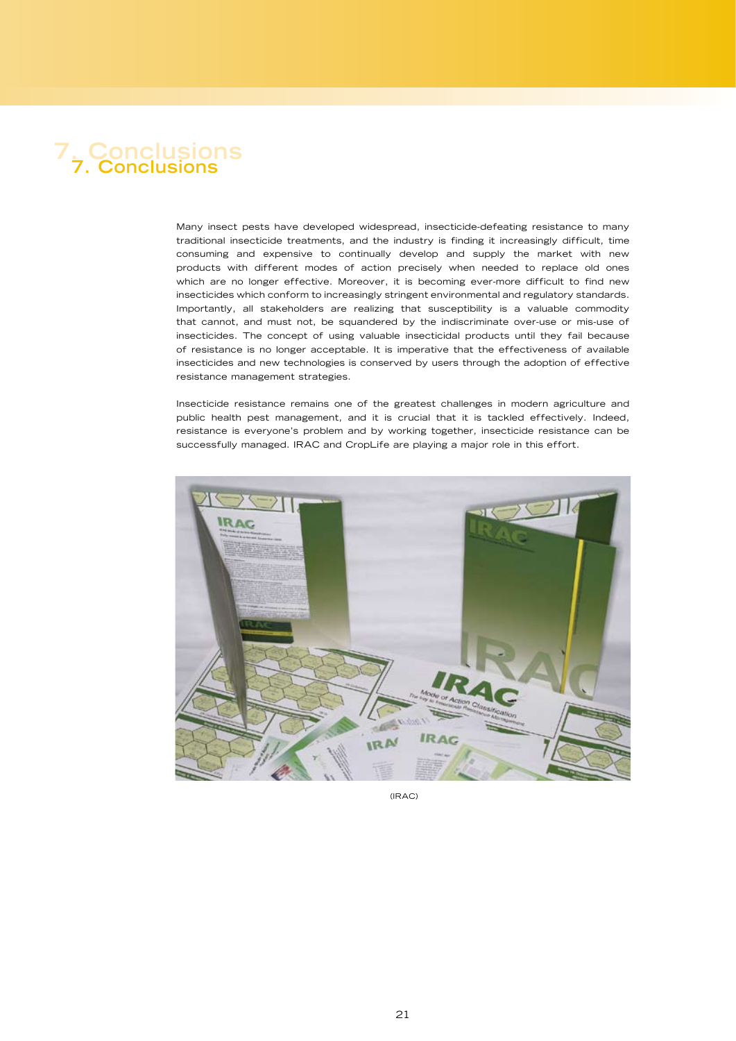# 7. Conclusions

Many insect pests have developed widespread, insecticide-defeating resistance to many traditional insecticide treatments, and the industry is finding it increasingly difficult, time consuming and expensive to continually develop and supply the market with new products with different modes of action precisely when needed to replace old ones which are no longer effective. Moreover, it is becoming ever-more difficult to find new insecticides which conform to increasingly stringent environmental and regulatory standards. Importantly, all stakeholders are realizing that susceptibility is a valuable commodity that cannot, and must not, be squandered by the indiscriminate over-use or mis-use of insecticides. The concept of using valuable insecticidal products until they fail because of resistance is no longer acceptable. It is imperative that the effectiveness of available insecticides and new technologies is conserved by users through the adoption of effective resistance management strategies.

Insecticide resistance remains one of the greatest challenges in modern agriculture and public health pest management, and it is crucial that it is tackled effectively. Indeed, resistance is everyone's problem and by working together, insecticide resistance can be successfully managed. IRAC and CropLife are playing a major role in this effort.

(IRAC)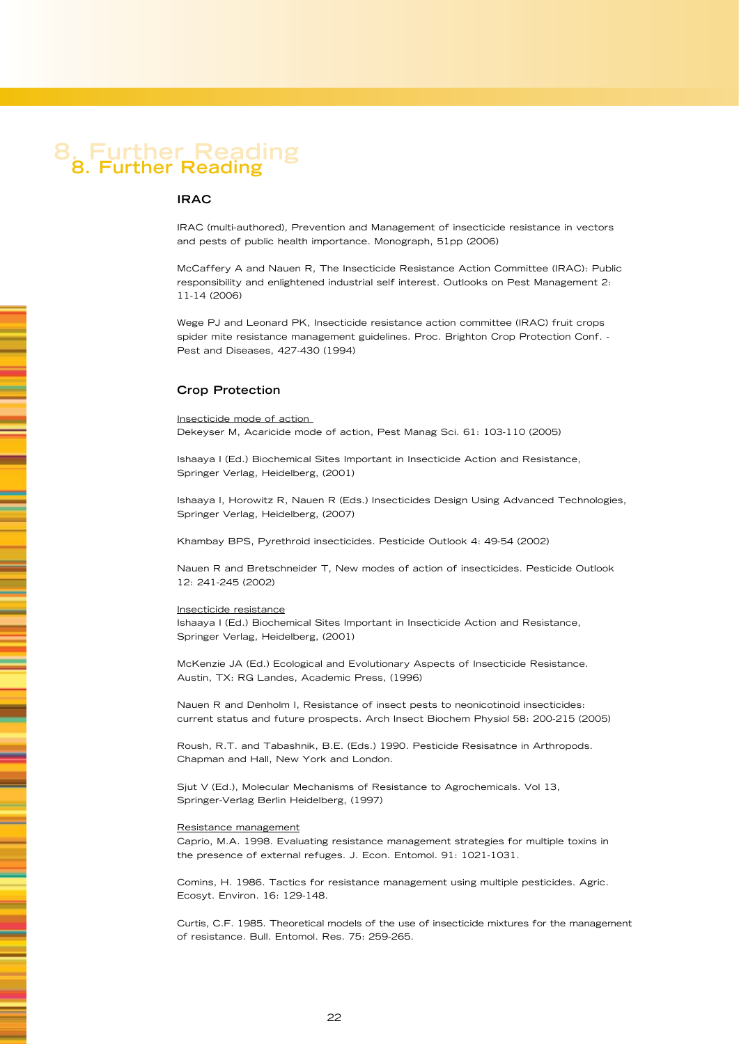# 8. Further Reading

## IRAC

IRAC (multi-authored), Prevention and Management of insecticide resistance in vectors and pests of public health importance. Monograph, 51pp (2006)

McCaffery A and Nauen R, The Insecticide Resistance Action Committee (IRAC): Public responsibility and enlightened industrial self interest. Outlooks on Pest Management 2: 11-14 (2006)

Wege PJ and Leonard PK, Insecticide resistance action committee (IRAC) fruit crops spider mite resistance management guidelines. Proc. Brighton Crop Protection Conf. - Pest and Diseases, 427-430 (1994)

## Crop Protection

Insecticide mode of action

Dekeyser M, Acaricide mode of action, Pest Manag Sci. 61: 103-110 (2005)

Ishaaya I (Ed.) Biochemical Sites Important in Insecticide Action and Resistance, Springer Verlag, Heidelberg, (2001)

Ishaaya I, Horowitz R, Nauen R (Eds.) Insecticides Design Using Advanced Technologies, Springer Verlag, Heidelberg, (2007)

Khambay BPS, Pyrethroid insecticides. Pesticide Outlook 4: 49-54 (2002)

Nauen R and Bretschneider T, New modes of action of insecticides. Pesticide Outlook 12: 241-245 (2002)

Insecticide resistance

Ishaaya I (Ed.) Biochemical Sites Important in Insecticide Action and Resistance, Springer Verlag, Heidelberg, (2001)

McKenzie JA (Ed.) Ecological and Evolutionary Aspects of Insecticide Resistance. Austin, TX: RG Landes, Academic Press, (1996)

Nauen R and Denholm I, Resistance of insect pests to neonicotinoid insecticides: current status and future prospects. Arch Insect Biochem Physiol 58: 200-215 (2005)

Roush, R.T. and Tabashnik, B.E. (Eds.) 1990. Pesticide Resisatnce in Arthropods. Chapman and Hall, New York and London.

Sjut V (Ed.), Molecular Mechanisms of Resistance to Agrochemicals. Vol 13, Springer-Verlag Berlin Heidelberg, (1997)

Resistance management

Caprio, M.A. 1998. Evaluating resistance management strategies for multiple toxins in the presence of external refuges. J. Econ. Entomol. 91: 1021-1031.

Comins, H. 1986. Tactics for resistance management using multiple pesticides. Agric. Ecosyt. Environ. 16: 129-148.

Curtis, C.F. 1985. Theoretical models of the use of insecticide mixtures for the management of resistance. Bull. Entomol. Res. 75: 259-265.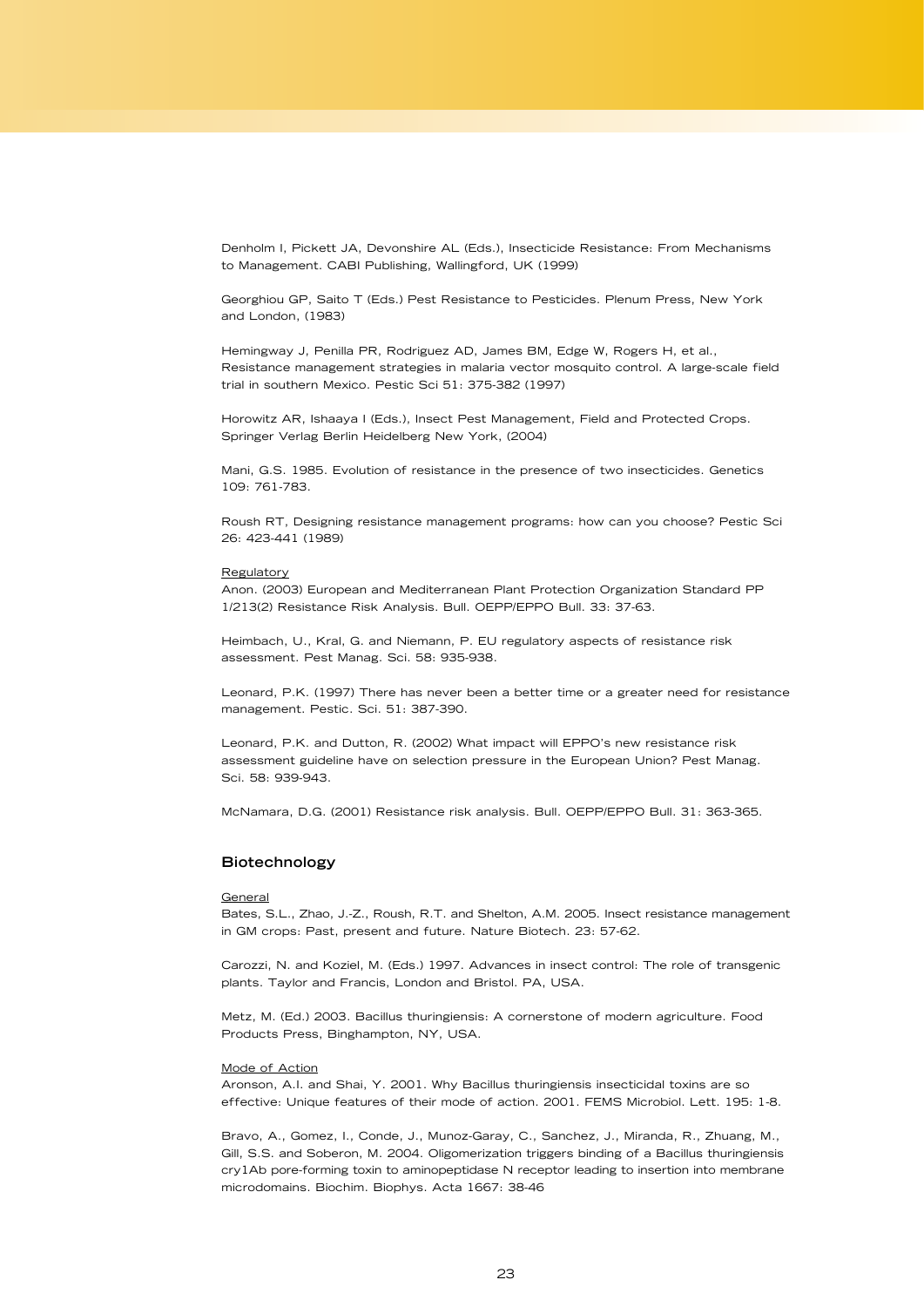Denholm I, Pickett JA, Devonshire AL (Eds.), Insecticide Resistance: From Mechanisms to Management. CABI Publishing, Wallingford, UK (1999)

Georghiou GP, Saito T (Eds.) Pest Resistance to Pesticides. Plenum Press, New York and London, (1983)

Hemingway J, Penilla PR, Rodriguez AD, James BM, Edge W, Rogers H, et al., Resistance management strategies in malaria vector mosquito control. A large-scale field trial in southern Mexico. Pestic Sci 51: 375-382 (1997)

Horowitz AR, Ishaaya I (Eds.), Insect Pest Management, Field and Protected Crops. Springer Verlag Berlin Heidelberg New York, (2004)

Mani, G.S. 1985. Evolution of resistance in the presence of two insecticides. Genetics 109: 761-783.

Roush RT, Designing resistance management programs: how can you choose? Pestic Sci 26: 423-441 (1989)

<u>Regulatory</u>

Anon. (2003) European and Mediterranean Plant Protection Organization Standard PP 1/213(2) Resistance Risk Analysis. Bull. OEPP/EPPO Bull. 33: 37-63.

Heimbach, U., Kral, G. and Niemann, P. EU regulatory aspects of resistance risk assessment. Pest Manag. Sci. 58: 935-938.

Leonard, P.K. (1997) There has never been a better time or a greater need for resistance management. Pestic. Sci. 51: 387-390.

Leonard, P.K. and Dutton, R. (2002) What impact will EPPO's new resistance risk assessment guideline have on selection pressure in the European Union? Pest Manag. Sci. 58: 939-943.

McNamara, D.G. (2001) Resistance risk analysis. Bull. OEPP/EPPO Bull. 31: 363-365.

## Biotechnology

<u>General</u>

Bates, S.L., Zhao, J.-Z., Roush, R.T. and Shelton, A.M. 2005. Insect resistance management in GM crops: Past, present and future. Nature Biotech. 23: 57-62.

Carozzi, N. and Koziel, M. (Eds.) 1997. Advances in insect control: The role of transgenic plants. Taylor and Francis, London and Bristol. PA, USA.

Metz, M. (Ed.) 2003. Bacillus thuringiensis: A cornerstone of modern agriculture. Food Products Press, Binghampton, NY, USA.

<u>Mode of Action</u>

Aronson, A.I. and Shai, Y. 2001. Why Bacillus thuringiensis insecticidal toxins are so effective: Unique features of their mode of action. 2001. FEMS Microbiol. Lett. 195: 1-8.

Bravo, A., Gomez, I., Conde, J., Munoz-Garay, C., Sanchez, J., Miranda, R., Zhuang, M., Gill, S.S. and Soberon, M. 2004. Oligomerization triggers binding of a Bacillus thuringiensis cry1Ab pore-forming toxin to aminopeptidase N receptor leading to insertion into membrane microdomains. Biochim. Biophys. Acta 1667: 38-46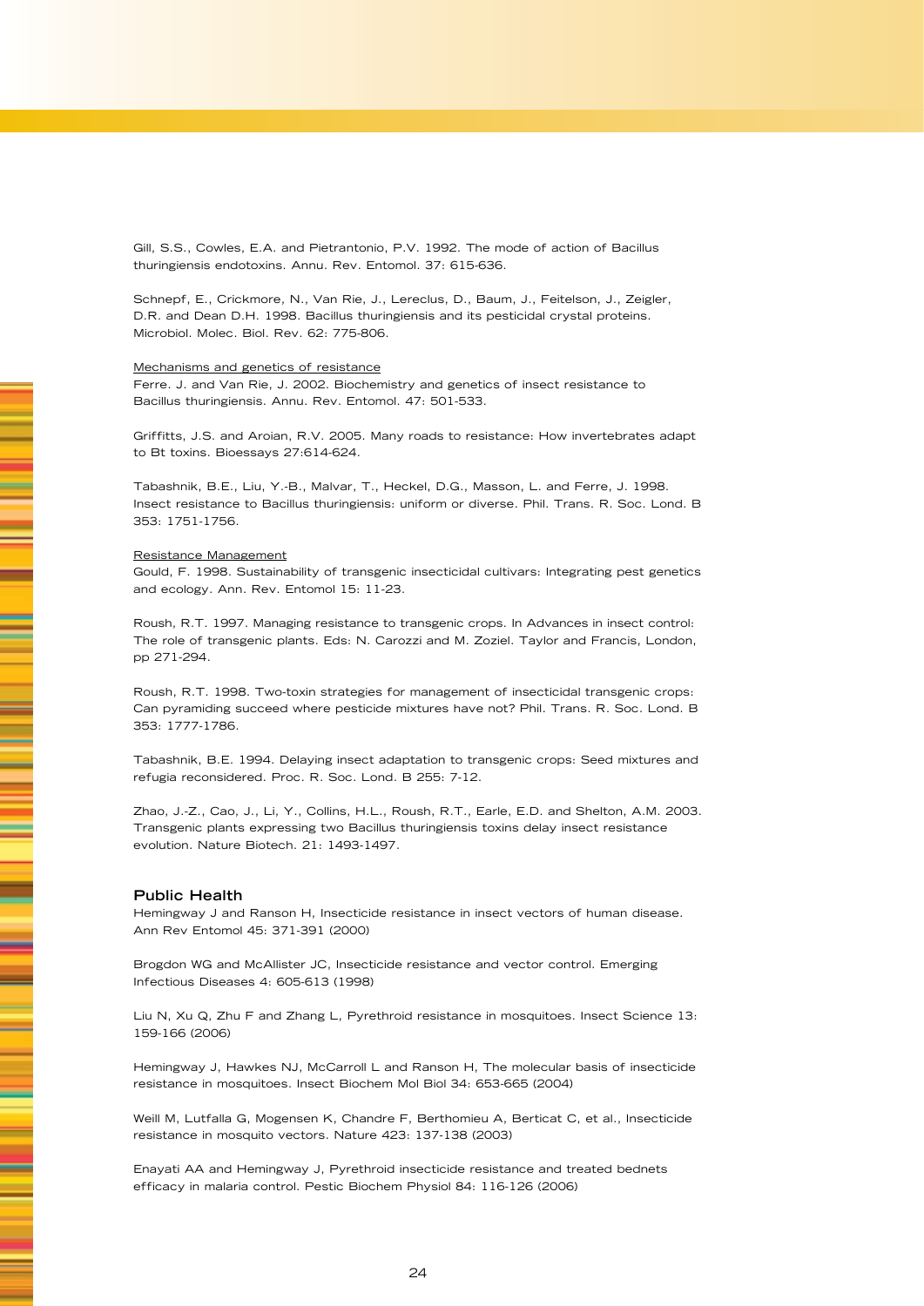Gill, S.S., Cowles, E.A. and Pietrantonio, P.V. 1992. The mode of action of Bacillus thuringiensis endotoxins. Annu. Rev. Entomol. 37: 615-636.

Schnepf, E., Crickmore, N., Van Rie, J., Lereclus, D., Baum, J., Feitelson, J., Zeigler, D.R. and Dean D.H. 1998. Bacillus thuringiensis and its pesticidal crystal proteins. Microbiol. Molec. Biol. Rev. 62: 775-806.

Mechanisms and genetics of resistance

Ferre. J. and Van Rie, J. 2002. Biochemistry and genetics of insect resistance to Bacillus thuringiensis. Annu. Rev. Entomol. 47: 501-533.

Griffitts, J.S. and Aroian, R.V. 2005. Many roads to resistance: How invertebrates adapt to Bt toxins. Bioessays 27:614-624.

Tabashnik, B.E., Liu, Y.-B., Malvar, T., Heckel, D.G., Masson, L. and Ferre, J. 1998. Insect resistance to Bacillus thuringiensis: uniform or diverse. Phil. Trans. R. Soc. Lond. B 353: 1751-1756.

Resistance Management

Gould, F. 1998. Sustainability of transgenic insecticidal cultivars: Integrating pest genetics and ecology. Ann. Rev. Entomol 15: 11-23.

Roush, R.T. 1997. Managing resistance to transgenic crops. In Advances in insect control: The role of transgenic plants. Eds: N. Carozzi and M. Zoziel. Taylor and Francis, London, pp 271-294.

Roush, R.T. 1998. Two-toxin strategies for management of insecticidal transgenic crops: Can pyramiding succeed where pesticide mixtures have not? Phil. Trans. R. Soc. Lond. B 353: 1777-1786.

Tabashnik, B.E. 1994. Delaying insect adaptation to transgenic crops: Seed mixtures and refugia reconsidered. Proc. R. Soc. Lond. B 255: 7-12.

Zhao, J.-Z., Cao, J., Li, Y., Collins, H.L., Roush, R.T., Earle, E.D. and Shelton, A.M. 2003. Transgenic plants expressing two Bacillus thuringiensis toxins delay insect resistance evolution. Nature Biotech. 21: 1493-1497.

## Public Health

Hemingway J and Ranson H, Insecticide resistance in insect vectors of human disease. Ann Rev Entomol 45: 371-391 (2000)

Brogdon WG and McAllister JC, Insecticide resistance and vector control. Emerging Infectious Diseases 4: 605-613 (1998)

Liu N, Xu Q, Zhu F and Zhang L, Pyrethroid resistance in mosquitoes. Insect Science 13: 159-166 (2006)

Hemingway J, Hawkes NJ, McCarroll L and Ranson H, The molecular basis of insecticide resistance in mosquitoes. Insect Biochem Mol Biol 34: 653-665 (2004)

Weill M, Lutfalla G, Mogensen K, Chandre F, Berthomieu A, Berticat C, et al., Insecticide resistance in mosquito vectors. Nature 423: 137-138 (2003)

Enayati AA and Hemingway J, Pyrethroid insecticide resistance and treated bednets efficacy in malaria control. Pestic Biochem Physiol 84: 116-126 (2006)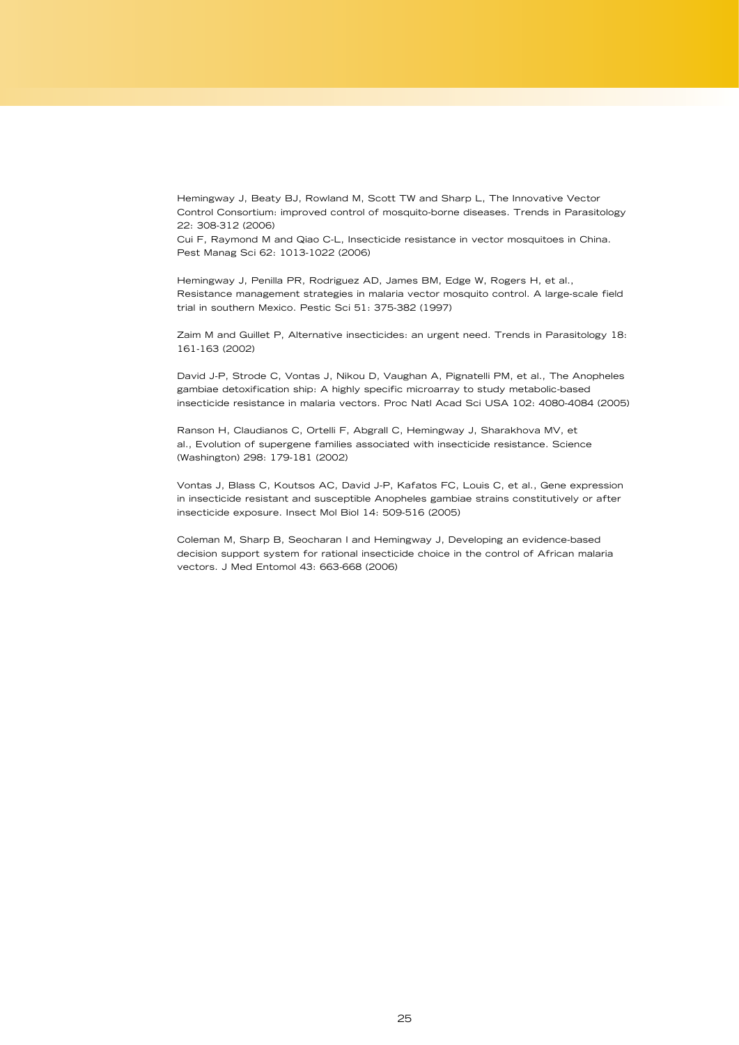Hemingway J, Beaty BJ, Rowland M, Scott TW and Sharp L, The Innovative Vector Control Consortium: improved control of mosquito-borne diseases. Trends in Parasitology 22: 308-312 (2006)
Cui F, Raymond M and Qiao C-L, Insecticide resistance in vector mosquitoes in China. Pest Manag Sci 62: 1013-1022 (2006)

Hemingway J, Penilla PR, Rodriguez AD, James BM, Edge W, Rogers H, et al., Resistance management strategies in malaria vector mosquito control. A large-scale field trial in southern Mexico. Pestic Sci 51: 375-382 (1997)

Zaim M and Guillet P, Alternative insecticides: an urgent need. Trends in Parasitology 18: 161-163 (2002)

David J-P, Strode C, Vontas J, Nikou D, Vaughan A, Pignatelli PM, et al., The Anopheles gambiae detoxification ship: A highly specific microarray to study metabolic-based insecticide resistance in malaria vectors. Proc Natl Acad Sci USA 102: 4080-4084 (2005)

Ranson H, Claudianos C, Ortelli F, Abgrall C, Hemingway J, Sharakhova MV, et al., Evolution of supergene families associated with insecticide resistance. Science (Washington) 298: 179-181 (2002)

Vontas J, Blass C, Koutsos AC, David J-P, Kafatos FC, Louis C, et al., Gene expression in insecticide resistant and susceptible Anopheles gambiae strains constitutively or after insecticide exposure. Insect Mol Biol 14: 509-516 (2005)

Coleman M, Sharp B, Seocharan I and Hemingway J, Developing an evidence-based decision support system for rational insecticide choice in the control of African malaria vectors. J Med Entomol 43: 663-668 (2006)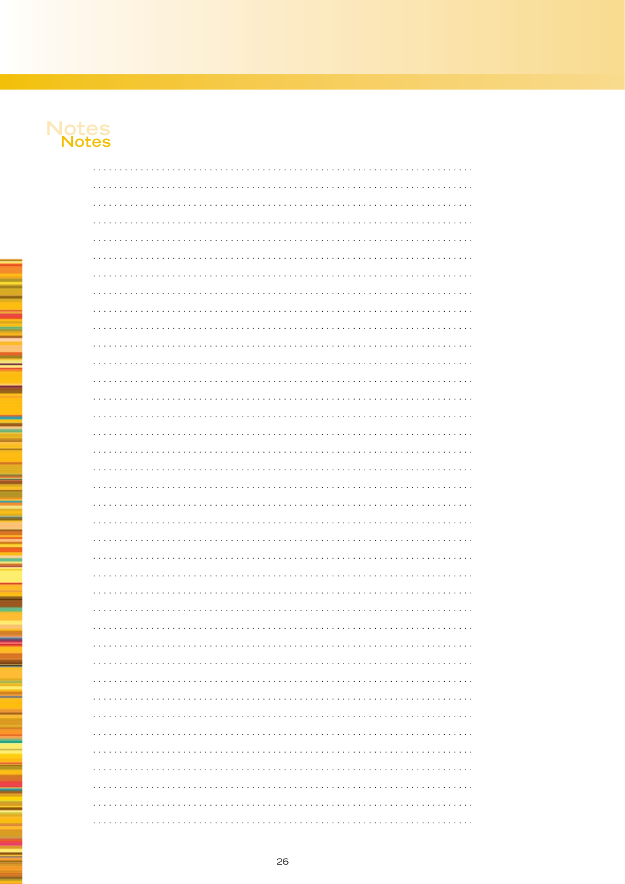# Notes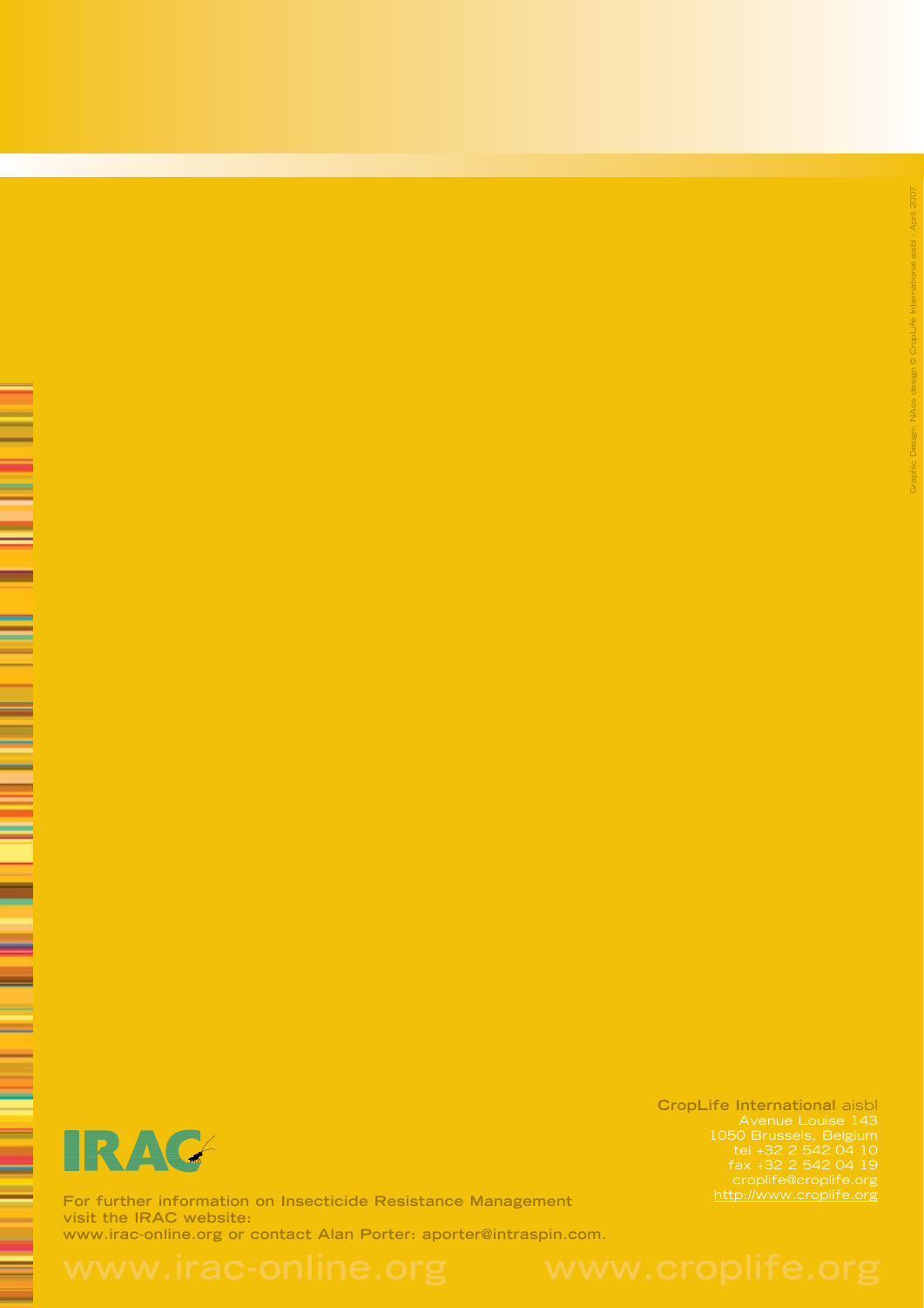IRAC

For further information on Insecticide Resistance Management visit the IRAC website:
www.irac-online.org or contact Alan Porter: aporter@intraspin.com.

**CropLife International** aisbl
Avenue Louise 143
1050 Brussels, Belgium
tel +32 2 542 04 10
fax +32 2 542 04 19
croplife@croplife.org
http://www.croplife.org

www.irac-online.org www.croplife.org

Graphic Design: NAos design © CropLife International aisbl - April 2007